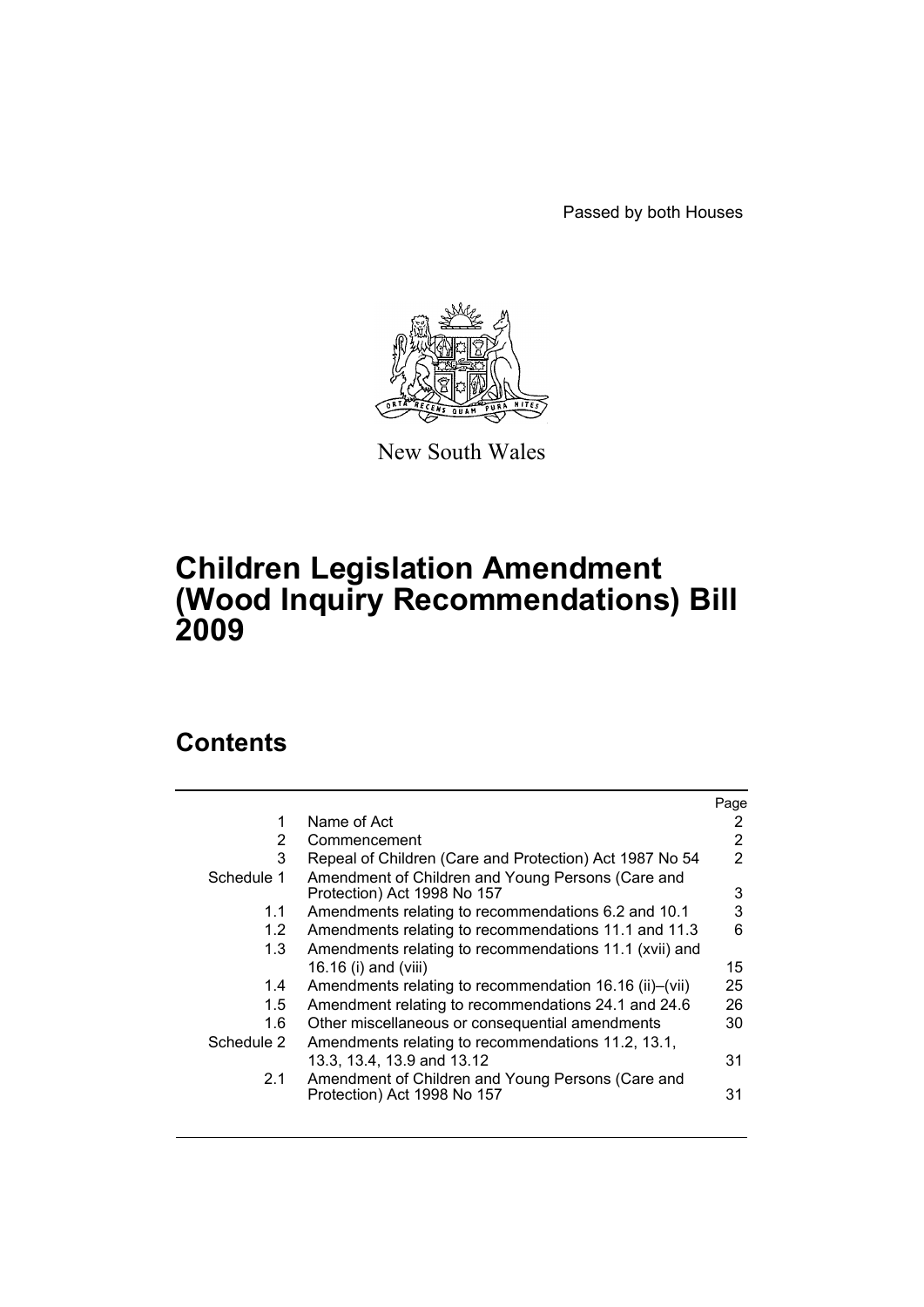Passed by both Houses

New South Wales

# Children Legislation Amendment (Wood Inquiry Recommendations) Bill 2009

## Contents

| | | Page |
|---|---|---|
| 1 | Name of Act | 2 |
| 2 | Commencement | 2 |
| 3 | Repeal of Children (Care and Protection) Act 1987 No 54 | 2 |
| Schedule 1 | Amendment of Children and Young Persons (Care and Protection) Act 1998 No 157 | 3 |
| 1.1 | Amendments relating to recommendations 6.2 and 10.1 | 3 |
| 1.2 | Amendments relating to recommendations 11.1 and 11.3 | 6 |
| 1.3 | Amendments relating to recommendations 11.1 (xvii) and 16.16 (i) and (viii) | 15 |
| 1.4 | Amendments relating to recommendation 16.16 (ii)–(vii) | 25 |
| 1.5 | Amendment relating to recommendations 24.1 and 24.6 | 26 |
| 1.6 | Other miscellaneous or consequential amendments | 30 |
| Schedule 2 | Amendments relating to recommendations 11.2, 13.1, 13.3, 13.4, 13.9 and 13.12 | 31 |
| 2.1 | Amendment of Children and Young Persons (Care and Protection) Act 1998 No 157 | 31 |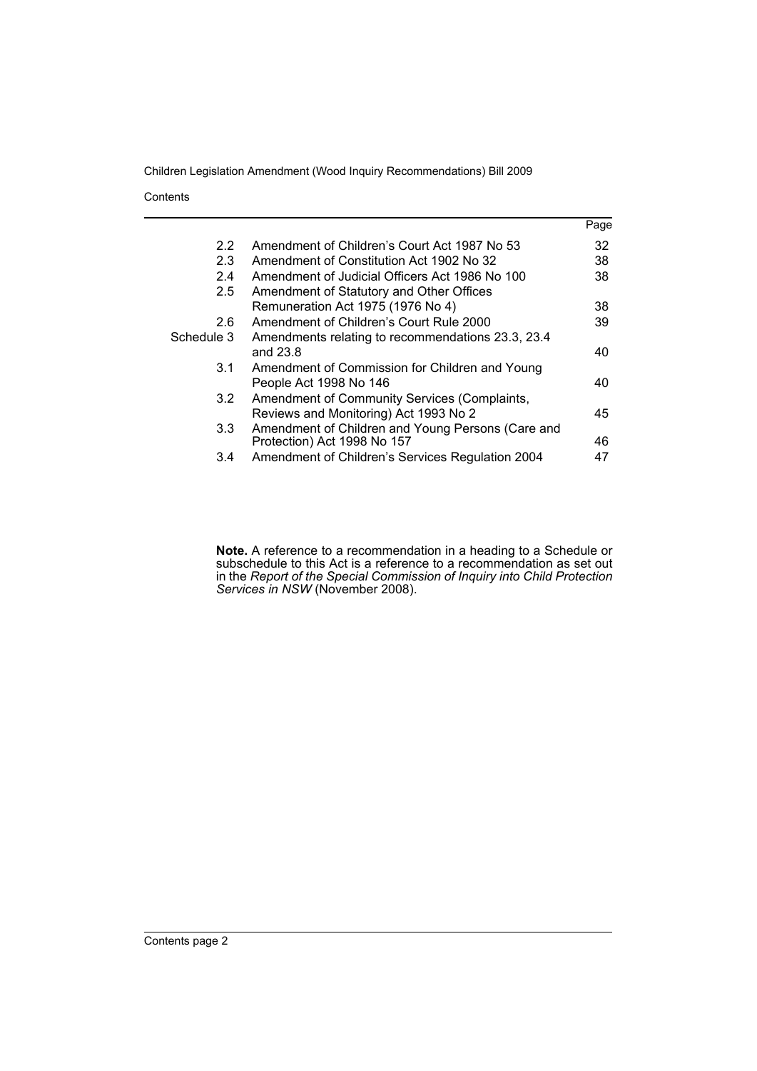| | | Page |
|---|---|---|
| 2.2 | Amendment of Children's Court Act 1987 No 53 | 32 |
| 2.3 | Amendment of Constitution Act 1902 No 32 | 38 |
| 2.4 | Amendment of Judicial Officers Act 1986 No 100 | 38 |
| 2.5 | Amendment of Statutory and Other Offices Remuneration Act 1975 (1976 No 4) | 38 |
| 2.6 | Amendment of Children's Court Rule 2000 | 39 |
| Schedule 3 | Amendments relating to recommendations 23.3, 23.4 and 23.8 | 40 |
| 3.1 | Amendment of Commission for Children and Young People Act 1998 No 146 | 40 |
| 3.2 | Amendment of Community Services (Complaints, Reviews and Monitoring) Act 1993 No 2 | 45 |
| 3.3 | Amendment of Children and Young Persons (Care and Protection) Act 1998 No 157 | 46 |
| 3.4 | Amendment of Children's Services Regulation 2004 | 47 |

**Note.** A reference to a recommendation in a heading to a Schedule or subschedule to this Act is a reference to a recommendation as set out in the *Report of the Special Commission of Inquiry into Child Protection Services in NSW* (November 2008).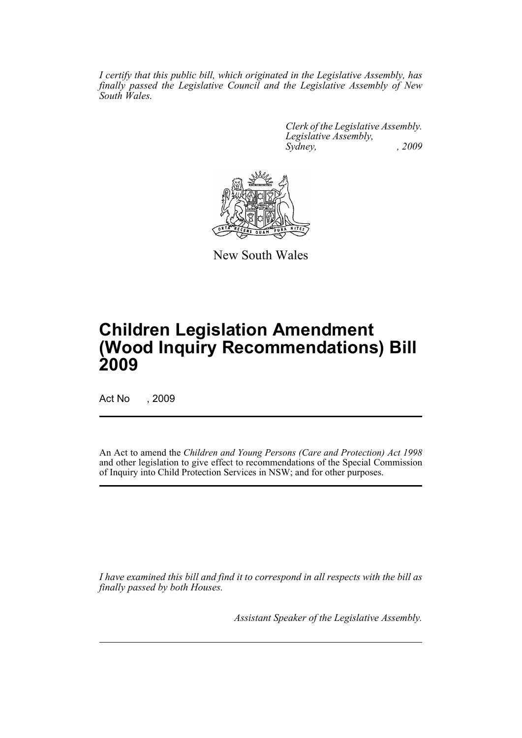*I certify that this public bill, which originated in the Legislative Assembly, has finally passed the Legislative Council and the Legislative Assembly of New South Wales.*

*Clerk of the Legislative Assembly.*
*Legislative Assembly,*
*Sydney, , 2009*

New South Wales

# Children Legislation Amendment (Wood Inquiry Recommendations) Bill 2009

Act No , 2009

An Act to amend the *Children and Young Persons (Care and Protection) Act 1998* and other legislation to give effect to recommendations of the Special Commission of Inquiry into Child Protection Services in NSW; and for other purposes.

*I have examined this bill and find it to correspond in all respects with the bill as finally passed by both Houses.*

*Assistant Speaker of the Legislative Assembly.*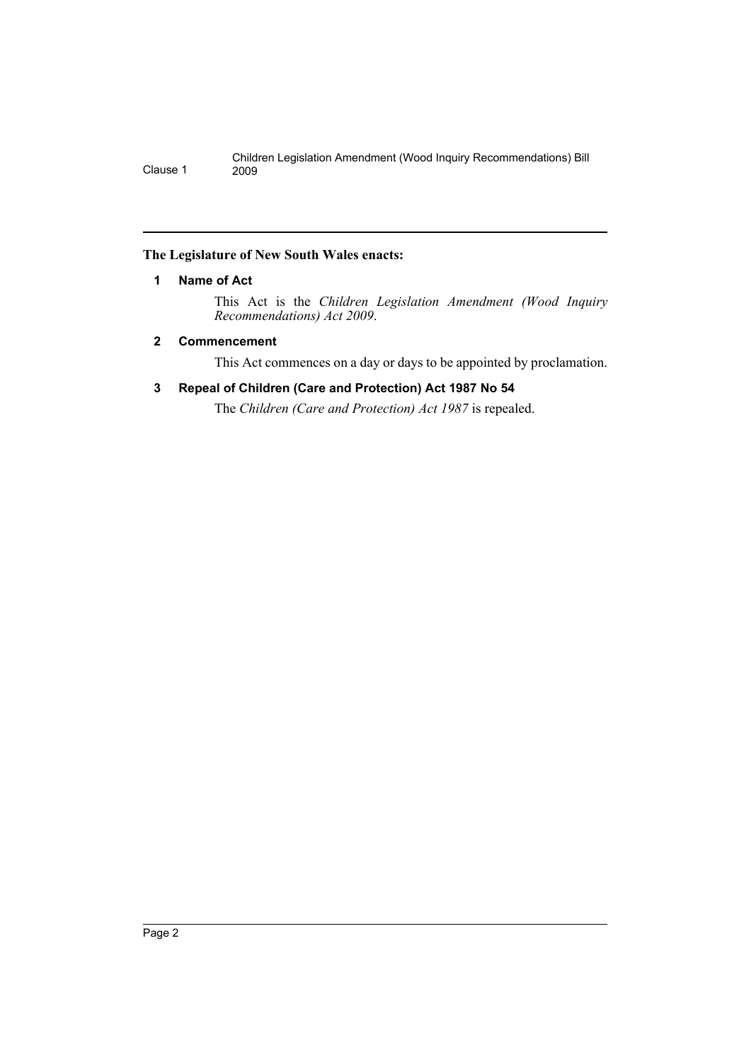**The Legislature of New South Wales enacts:**

## 1 Name of Act

This Act is the *Children Legislation Amendment (Wood Inquiry Recommendations) Act 2009*.

## 2 Commencement

This Act commences on a day or days to be appointed by proclamation.

## 3 Repeal of Children (Care and Protection) Act 1987 No 54

The *Children (Care and Protection) Act 1987* is repealed.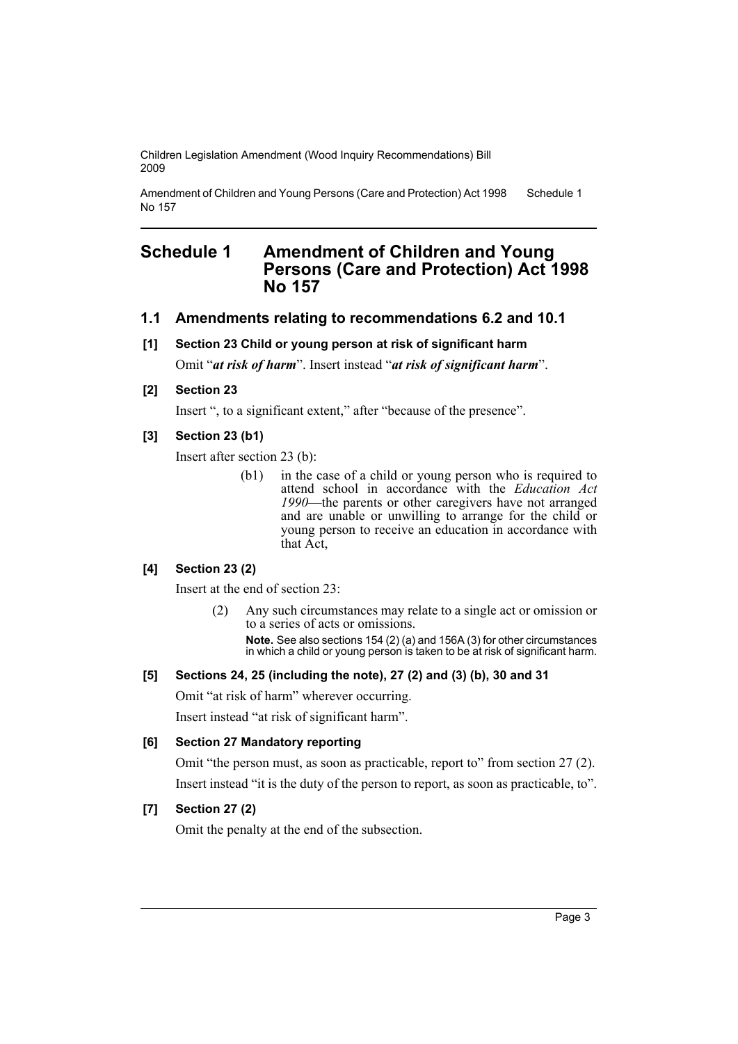# Schedule 1 Amendment of Children and Young Persons (Care and Protection) Act 1998 No 157

## 1.1 Amendments relating to recommendations 6.2 and 10.1

### [1] Section 23 Child or young person at risk of significant harm

Omit "***at risk of harm***". Insert instead "***at risk of significant harm***".

### [2] Section 23

Insert ", to a significant extent," after "because of the presence".

### [3] Section 23 (b1)

Insert after section 23 (b):

> (b1) in the case of a child or young person who is required to attend school in accordance with the *Education Act 1990*—the parents or other caregivers have not arranged and are unable or unwilling to arrange for the child or young person to receive an education in accordance with that Act,

### [4] Section 23 (2)

Insert at the end of section 23:

> (2) Any such circumstances may relate to a single act or omission or to a series of acts or omissions.
>
> **Note.** See also sections 154 (2) (a) and 156A (3) for other circumstances in which a child or young person is taken to be at risk of significant harm.

### [5] Sections 24, 25 (including the note), 27 (2) and (3) (b), 30 and 31

Omit "at risk of harm" wherever occurring.

Insert instead "at risk of significant harm".

### [6] Section 27 Mandatory reporting

Omit "the person must, as soon as practicable, report to" from section 27 (2).

Insert instead "it is the duty of the person to report, as soon as practicable, to".

### [7] Section 27 (2)

Omit the penalty at the end of the subsection.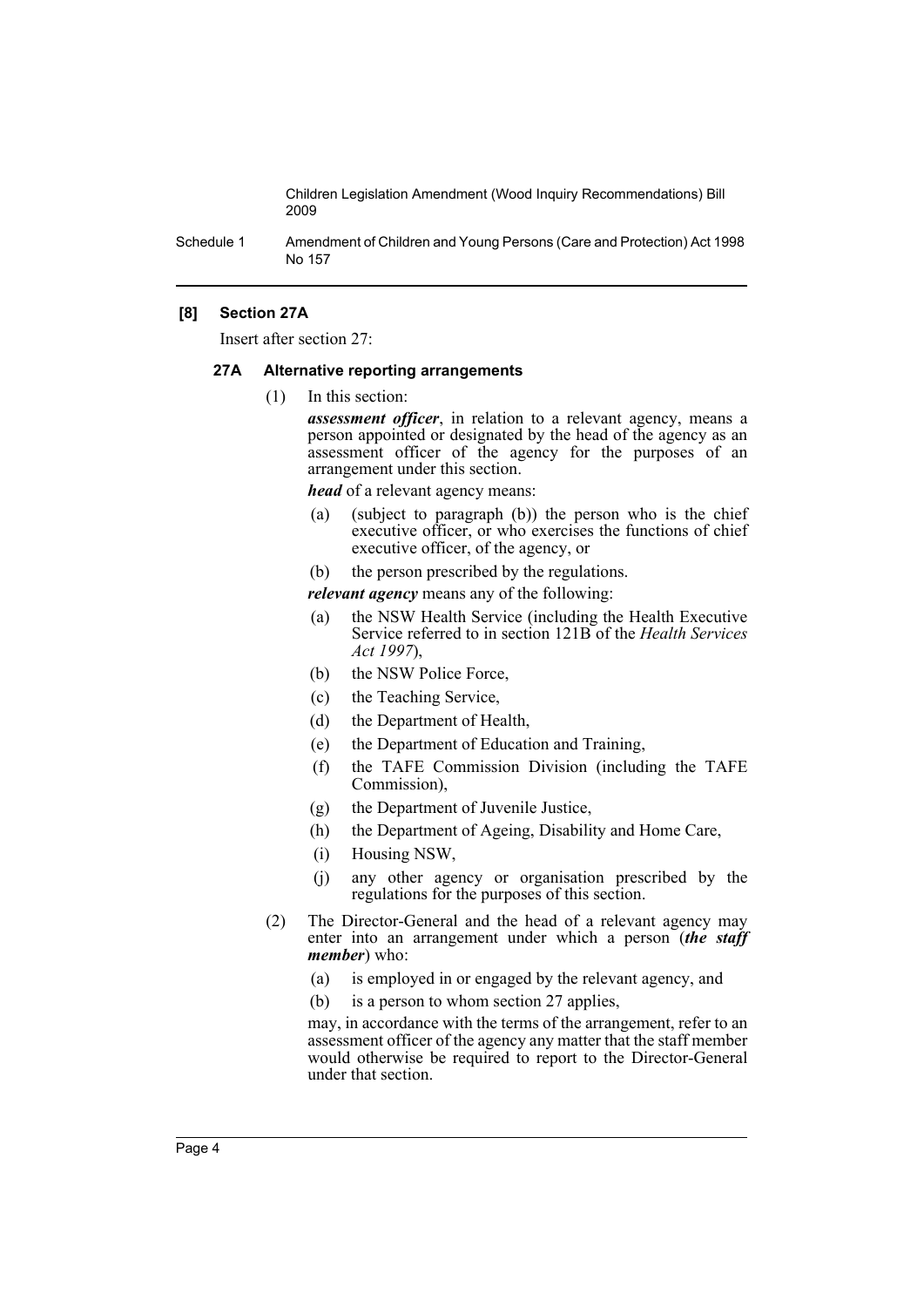### [8] Section 27A

Insert after section 27:

#### 27A Alternative reporting arrangements

(1) In this section:

***assessment officer***, in relation to a relevant agency, means a person appointed or designated by the head of the agency as an assessment officer of the agency for the purposes of an arrangement under this section.

***head*** of a relevant agency means:

- (a) (subject to paragraph (b)) the person who is the chief executive officer, or who exercises the functions of chief executive officer, of the agency, or
- (b) the person prescribed by the regulations.

***relevant agency*** means any of the following:

- (a) the NSW Health Service (including the Health Executive Service referred to in section 121B of the *Health Services Act 1997*),
- (b) the NSW Police Force,
- (c) the Teaching Service,
- (d) the Department of Health,
- (e) the Department of Education and Training,
- (f) the TAFE Commission Division (including the TAFE Commission),
- (g) the Department of Juvenile Justice,
- (h) the Department of Ageing, Disability and Home Care,
- (i) Housing NSW,
- (j) any other agency or organisation prescribed by the regulations for the purposes of this section.

(2) The Director-General and the head of a relevant agency may enter into an arrangement under which a person (***the staff member***) who:

- (a) is employed in or engaged by the relevant agency, and
- (b) is a person to whom section 27 applies,

may, in accordance with the terms of the arrangement, refer to an assessment officer of the agency any matter that the staff member would otherwise be required to report to the Director-General under that section.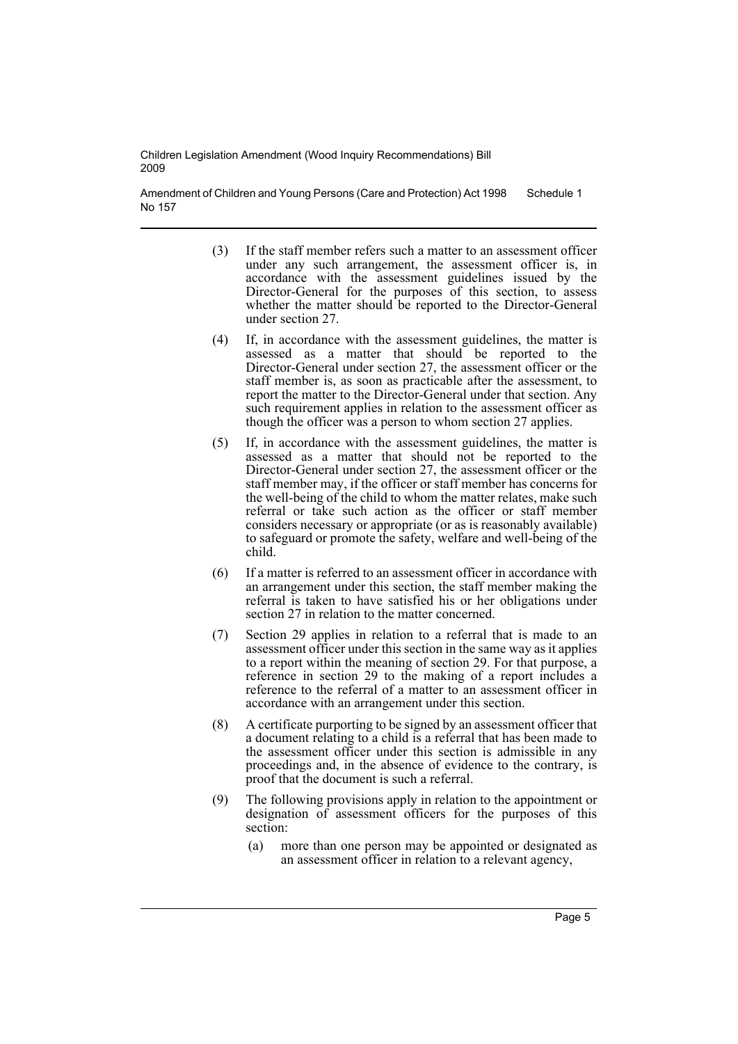(3) If the staff member refers such a matter to an assessment officer under any such arrangement, the assessment officer is, in accordance with the assessment guidelines issued by the Director-General for the purposes of this section, to assess whether the matter should be reported to the Director-General under section 27.

(4) If, in accordance with the assessment guidelines, the matter is assessed as a matter that should be reported to the Director-General under section 27, the assessment officer or the staff member is, as soon as practicable after the assessment, to report the matter to the Director-General under that section. Any such requirement applies in relation to the assessment officer as though the officer was a person to whom section 27 applies.

(5) If, in accordance with the assessment guidelines, the matter is assessed as a matter that should not be reported to the Director-General under section 27, the assessment officer or the staff member may, if the officer or staff member has concerns for the well-being of the child to whom the matter relates, make such referral or take such action as the officer or staff member considers necessary or appropriate (or as is reasonably available) to safeguard or promote the safety, welfare and well-being of the child.

(6) If a matter is referred to an assessment officer in accordance with an arrangement under this section, the staff member making the referral is taken to have satisfied his or her obligations under section 27 in relation to the matter concerned.

(7) Section 29 applies in relation to a referral that is made to an assessment officer under this section in the same way as it applies to a report within the meaning of section 29. For that purpose, a reference in section 29 to the making of a report includes a reference to the referral of a matter to an assessment officer in accordance with an arrangement under this section.

(8) A certificate purporting to be signed by an assessment officer that a document relating to a child is a referral that has been made to the assessment officer under this section is admissible in any proceedings and, in the absence of evidence to the contrary, is proof that the document is such a referral.

(9) The following provisions apply in relation to the appointment or designation of assessment officers for the purposes of this section:

(a) more than one person may be appointed or designated as an assessment officer in relation to a relevant agency,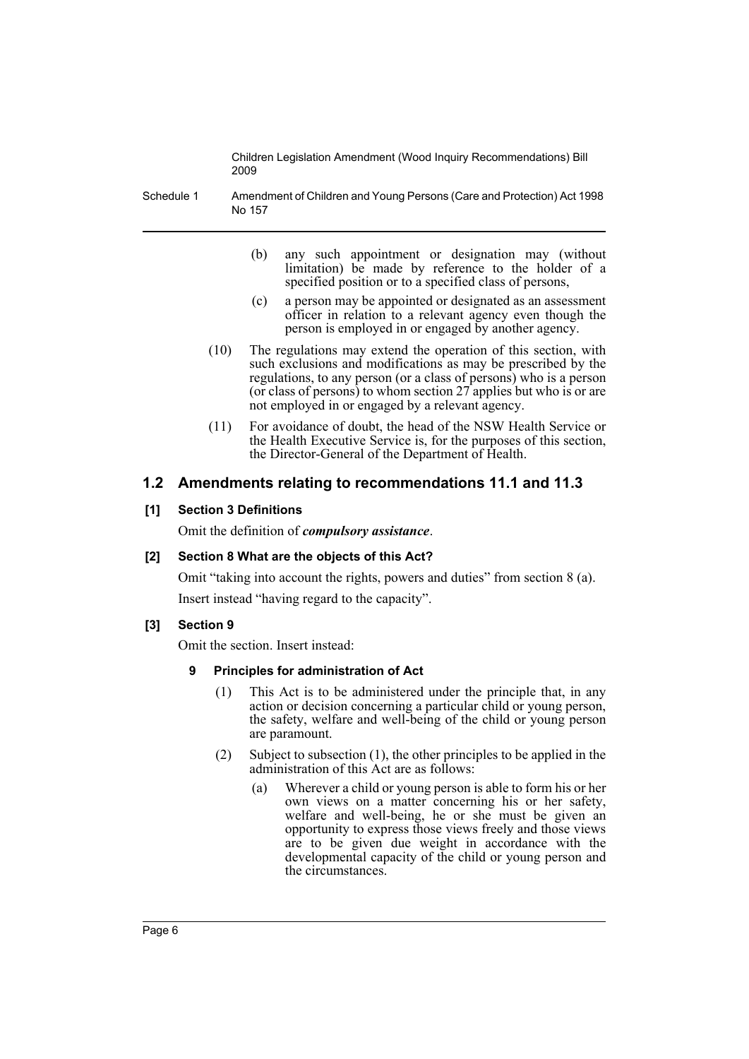(b) any such appointment or designation may (without limitation) be made by reference to the holder of a specified position or to a specified class of persons,

(c) a person may be appointed or designated as an assessment officer in relation to a relevant agency even though the person is employed in or engaged by another agency.

(10) The regulations may extend the operation of this section, with such exclusions and modifications as may be prescribed by the regulations, to any person (or a class of persons) who is a person (or class of persons) to whom section 27 applies but who is or are not employed in or engaged by a relevant agency.

(11) For avoidance of doubt, the head of the NSW Health Service or the Health Executive Service is, for the purposes of this section, the Director-General of the Department of Health.

## 1.2 Amendments relating to recommendations 11.1 and 11.3

### [1] Section 3 Definitions

Omit the definition of ***compulsory assistance***.

### [2] Section 8 What are the objects of this Act?

Omit "taking into account the rights, powers and duties" from section 8 (a).

Insert instead "having regard to the capacity".

### [3] Section 9

Omit the section. Insert instead:

#### 9 Principles for administration of Act

(1) This Act is to be administered under the principle that, in any action or decision concerning a particular child or young person, the safety, welfare and well-being of the child or young person are paramount.

(2) Subject to subsection (1), the other principles to be applied in the administration of this Act are as follows:

(a) Wherever a child or young person is able to form his or her own views on a matter concerning his or her safety, welfare and well-being, he or she must be given an opportunity to express those views freely and those views are to be given due weight in accordance with the developmental capacity of the child or young person and the circumstances.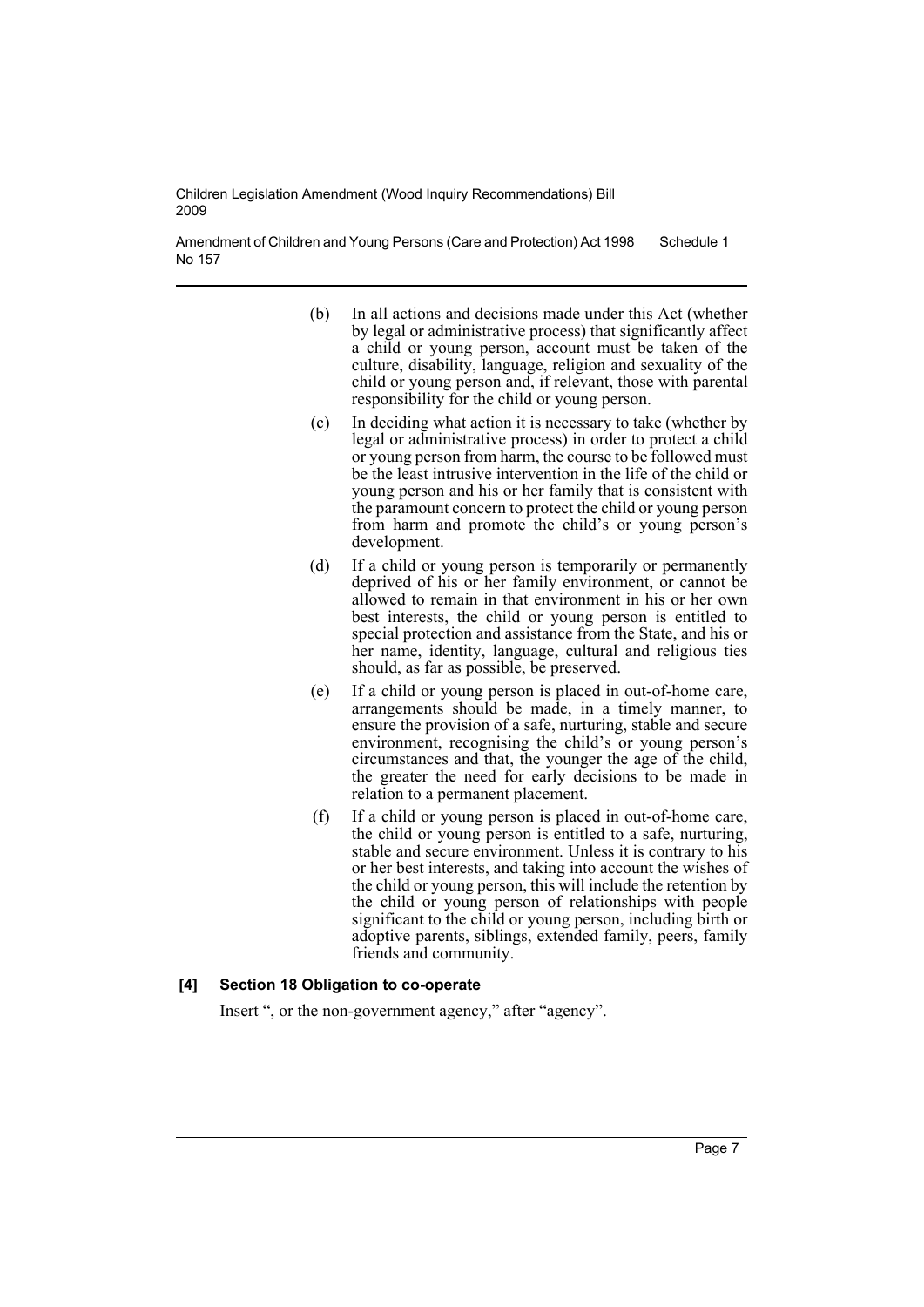(b) In all actions and decisions made under this Act (whether by legal or administrative process) that significantly affect a child or young person, account must be taken of the culture, disability, language, religion and sexuality of the child or young person and, if relevant, those with parental responsibility for the child or young person.

(c) In deciding what action it is necessary to take (whether by legal or administrative process) in order to protect a child or young person from harm, the course to be followed must be the least intrusive intervention in the life of the child or young person and his or her family that is consistent with the paramount concern to protect the child or young person from harm and promote the child's or young person's development.

(d) If a child or young person is temporarily or permanently deprived of his or her family environment, or cannot be allowed to remain in that environment in his or her own best interests, the child or young person is entitled to special protection and assistance from the State, and his or her name, identity, language, cultural and religious ties should, as far as possible, be preserved.

(e) If a child or young person is placed in out-of-home care, arrangements should be made, in a timely manner, to ensure the provision of a safe, nurturing, stable and secure environment, recognising the child's or young person's circumstances and that, the younger the age of the child, the greater the need for early decisions to be made in relation to a permanent placement.

(f) If a child or young person is placed in out-of-home care, the child or young person is entitled to a safe, nurturing, stable and secure environment. Unless it is contrary to his or her best interests, and taking into account the wishes of the child or young person, this will include the retention by the child or young person of relationships with people significant to the child or young person, including birth or adoptive parents, siblings, extended family, peers, family friends and community.

#### [4] Section 18 Obligation to co-operate

Insert ", or the non-government agency," after "agency".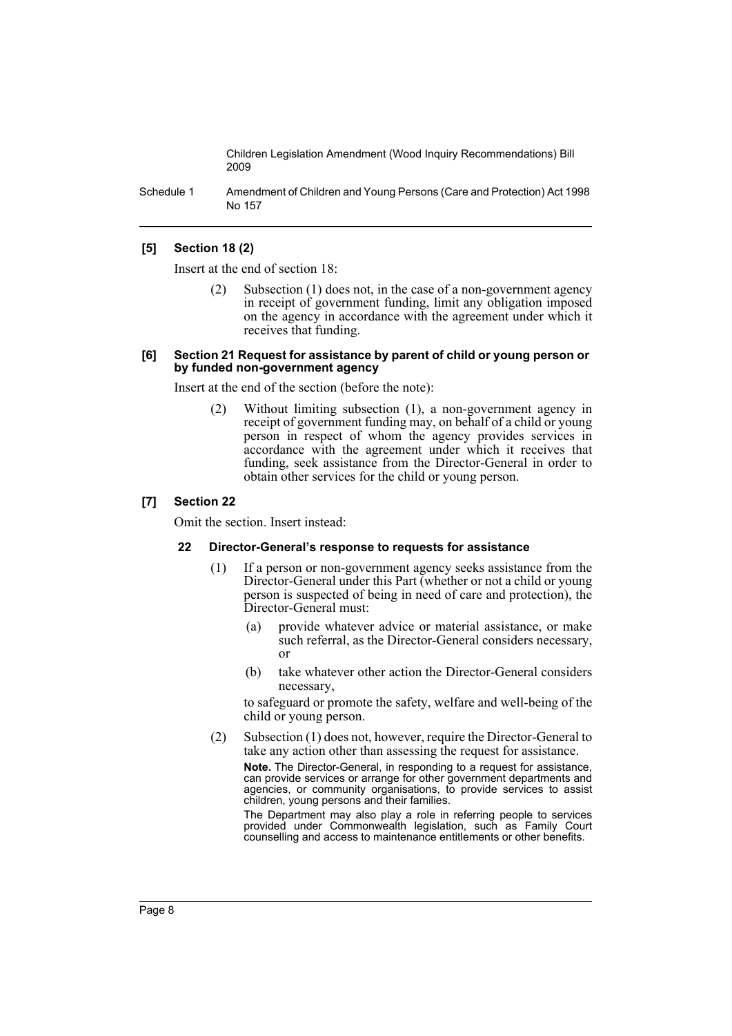**[5] Section 18 (2)**

Insert at the end of section 18:

(2) Subsection (1) does not, in the case of a non-government agency in receipt of government funding, limit any obligation imposed on the agency in accordance with the agreement under which it receives that funding.

**[6] Section 21 Request for assistance by parent of child or young person or by funded non-government agency**

Insert at the end of the section (before the note):

(2) Without limiting subsection (1), a non-government agency in receipt of government funding may, on behalf of a child or young person in respect of whom the agency provides services in accordance with the agreement under which it receives that funding, seek assistance from the Director-General in order to obtain other services for the child or young person.

**[7] Section 22**

Omit the section. Insert instead:

**22 Director-General's response to requests for assistance**

(1) If a person or non-government agency seeks assistance from the Director-General under this Part (whether or not a child or young person is suspected of being in need of care and protection), the Director-General must:

- (a) provide whatever advice or material assistance, or make such referral, as the Director-General considers necessary, or
- (b) take whatever other action the Director-General considers necessary,

to safeguard or promote the safety, welfare and well-being of the child or young person.

(2) Subsection (1) does not, however, require the Director-General to take any action other than assessing the request for assistance.

**Note.** The Director-General, in responding to a request for assistance, can provide services or arrange for other government departments and agencies, or community organisations, to provide services to assist children, young persons and their families.

The Department may also play a role in referring people to services provided under Commonwealth legislation, such as Family Court counselling and access to maintenance entitlements or other benefits.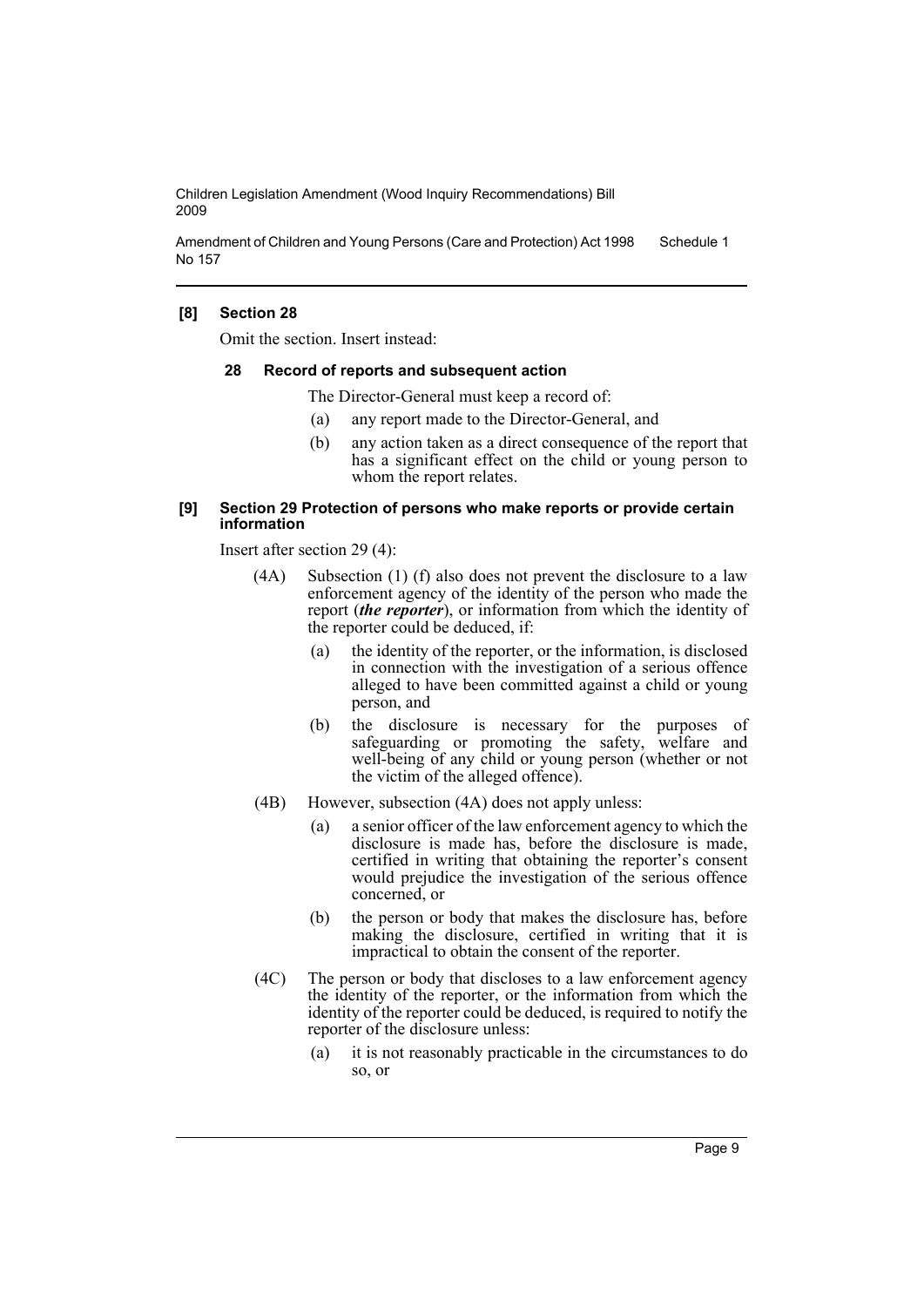**[8] Section 28**

Omit the section. Insert instead:

**28 Record of reports and subsequent action**

The Director-General must keep a record of:

- (a) any report made to the Director-General, and
- (b) any action taken as a direct consequence of the report that has a significant effect on the child or young person to whom the report relates.

**[9] Section 29 Protection of persons who make reports or provide certain information**

Insert after section 29 (4):

(4A) Subsection (1) (f) also does not prevent the disclosure to a law enforcement agency of the identity of the person who made the report (***the reporter***), or information from which the identity of the reporter could be deduced, if:

- (a) the identity of the reporter, or the information, is disclosed in connection with the investigation of a serious offence alleged to have been committed against a child or young person, and
- (b) the disclosure is necessary for the purposes of safeguarding or promoting the safety, welfare and well-being of any child or young person (whether or not the victim of the alleged offence).

(4B) However, subsection (4A) does not apply unless:

- (a) a senior officer of the law enforcement agency to which the disclosure is made has, before the disclosure is made, certified in writing that obtaining the reporter's consent would prejudice the investigation of the serious offence concerned, or
- (b) the person or body that makes the disclosure has, before making the disclosure, certified in writing that it is impractical to obtain the consent of the reporter.

(4C) The person or body that discloses to a law enforcement agency the identity of the reporter, or the information from which the identity of the reporter could be deduced, is required to notify the reporter of the disclosure unless:

- (a) it is not reasonably practicable in the circumstances to do so, or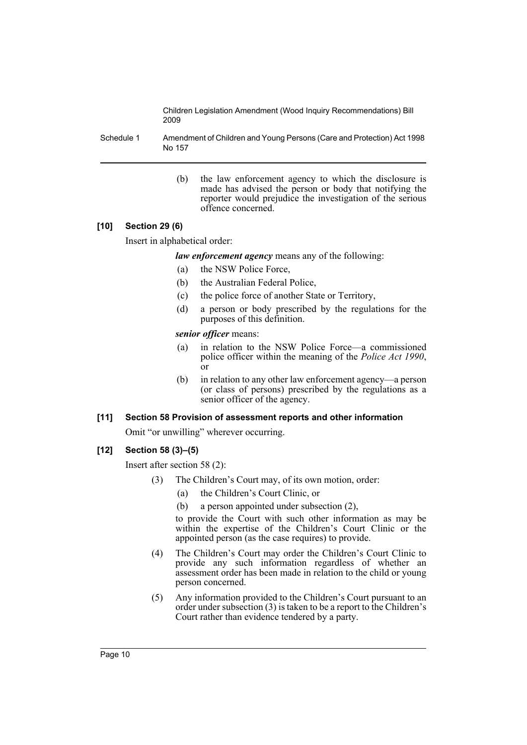(b) the law enforcement agency to which the disclosure is made has advised the person or body that notifying the reporter would prejudice the investigation of the serious offence concerned.

### [10] Section 29 (6)

Insert in alphabetical order:

***law enforcement agency*** means any of the following:

(a) the NSW Police Force,

(b) the Australian Federal Police,

(c) the police force of another State or Territory,

(d) a person or body prescribed by the regulations for the purposes of this definition.

***senior officer*** means:

(a) in relation to the NSW Police Force—a commissioned police officer within the meaning of the *Police Act 1990*, or

(b) in relation to any other law enforcement agency—a person (or class of persons) prescribed by the regulations as a senior officer of the agency.

### [11] Section 58 Provision of assessment reports and other information

Omit "or unwilling" wherever occurring.

### [12] Section 58 (3)–(5)

Insert after section 58 (2):

(3) The Children's Court may, of its own motion, order:

(a) the Children's Court Clinic, or

(b) a person appointed under subsection (2),

to provide the Court with such other information as may be within the expertise of the Children's Court Clinic or the appointed person (as the case requires) to provide.

(4) The Children's Court may order the Children's Court Clinic to provide any such information regardless of whether an assessment order has been made in relation to the child or young person concerned.

(5) Any information provided to the Children's Court pursuant to an order under subsection (3) is taken to be a report to the Children's Court rather than evidence tendered by a party.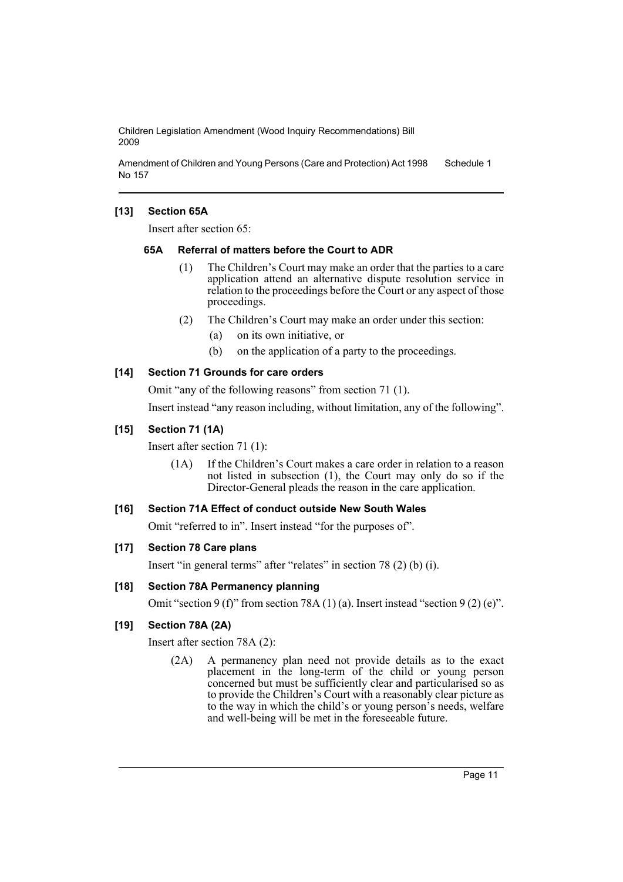## [13] Section 65A

Insert after section 65:

### 65A Referral of matters before the Court to ADR

(1) The Children's Court may make an order that the parties to a care application attend an alternative dispute resolution service in relation to the proceedings before the Court or any aspect of those proceedings.

(2) The Children's Court may make an order under this section:

(a) on its own initiative, or

(b) on the application of a party to the proceedings.

## [14] Section 71 Grounds for care orders

Omit "any of the following reasons" from section 71 (1).

Insert instead "any reason including, without limitation, any of the following".

## [15] Section 71 (1A)

Insert after section 71 (1):

(1A) If the Children's Court makes a care order in relation to a reason not listed in subsection (1), the Court may only do so if the Director-General pleads the reason in the care application.

## [16] Section 71A Effect of conduct outside New South Wales

Omit "referred to in". Insert instead "for the purposes of".

## [17] Section 78 Care plans

Insert "in general terms" after "relates" in section 78 (2) (b) (i).

## [18] Section 78A Permanency planning

Omit "section 9 (f)" from section 78A (1) (a). Insert instead "section 9 (2) (e)".

## [19] Section 78A (2A)

Insert after section 78A (2):

(2A) A permanency plan need not provide details as to the exact placement in the long-term of the child or young person concerned but must be sufficiently clear and particularised so as to provide the Children's Court with a reasonably clear picture as to the way in which the child's or young person's needs, welfare and well-being will be met in the foreseeable future.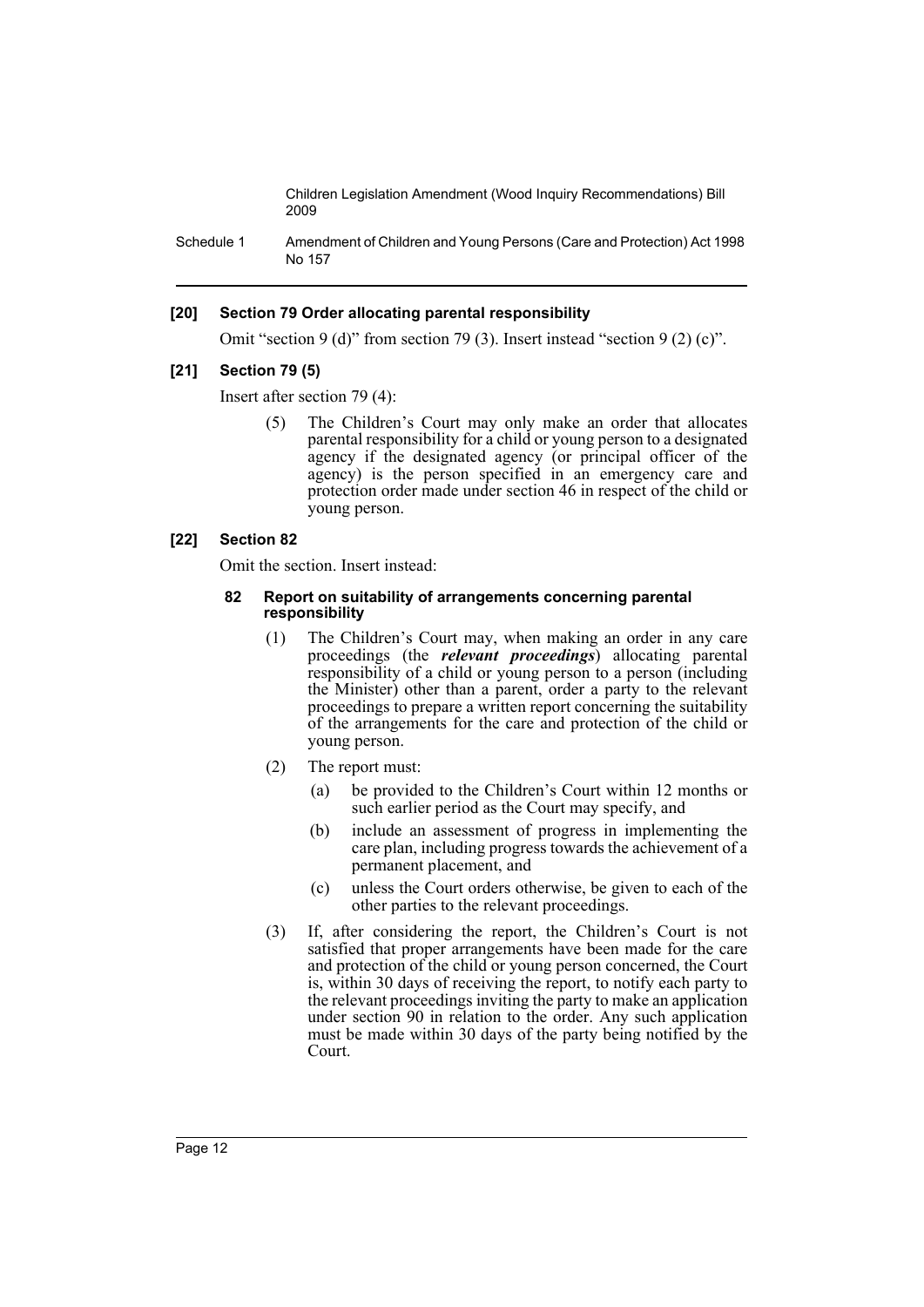### [20] Section 79 Order allocating parental responsibility

Omit "section 9 (d)" from section 79 (3). Insert instead "section 9 (2) (c)".

### [21] Section 79 (5)

Insert after section 79 (4):

> (5) The Children's Court may only make an order that allocates parental responsibility for a child or young person to a designated agency if the designated agency (or principal officer of the agency) is the person specified in an emergency care and protection order made under section 46 in respect of the child or young person.

### [22] Section 82

Omit the section. Insert instead:

#### 82 Report on suitability of arrangements concerning parental responsibility

(1) The Children's Court may, when making an order in any care proceedings (the ***relevant proceedings***) allocating parental responsibility of a child or young person to a person (including the Minister) other than a parent, order a party to the relevant proceedings to prepare a written report concerning the suitability of the arrangements for the care and protection of the child or young person.

(2) The report must:

- (a) be provided to the Children's Court within 12 months or such earlier period as the Court may specify, and
- (b) include an assessment of progress in implementing the care plan, including progress towards the achievement of a permanent placement, and
- (c) unless the Court orders otherwise, be given to each of the other parties to the relevant proceedings.

(3) If, after considering the report, the Children's Court is not satisfied that proper arrangements have been made for the care and protection of the child or young person concerned, the Court is, within 30 days of receiving the report, to notify each party to the relevant proceedings inviting the party to make an application under section 90 in relation to the order. Any such application must be made within 30 days of the party being notified by the Court.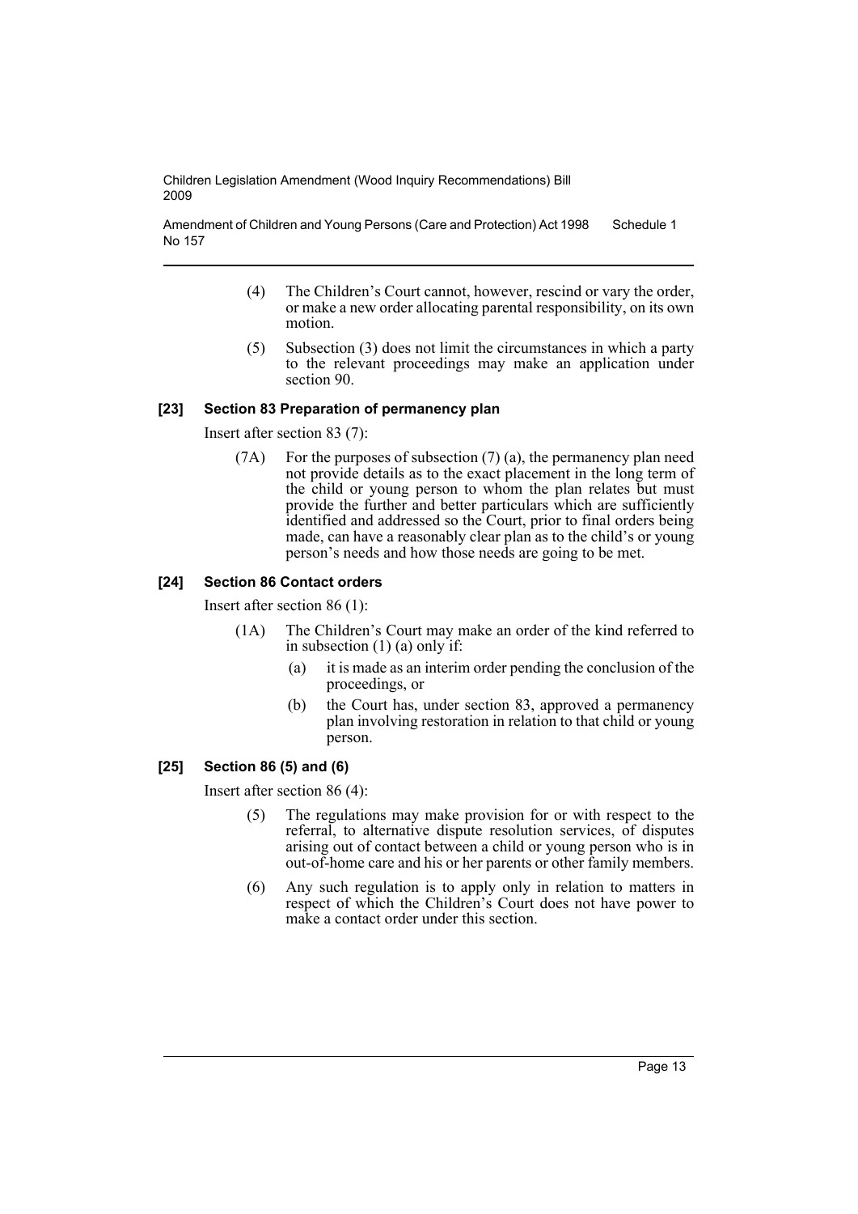(4) The Children's Court cannot, however, rescind or vary the order, or make a new order allocating parental responsibility, on its own motion.

(5) Subsection (3) does not limit the circumstances in which a party to the relevant proceedings may make an application under section 90.

#### [23] Section 83 Preparation of permanency plan

Insert after section 83 (7):

(7A) For the purposes of subsection (7) (a), the permanency plan need not provide details as to the exact placement in the long term of the child or young person to whom the plan relates but must provide the further and better particulars which are sufficiently identified and addressed so the Court, prior to final orders being made, can have a reasonably clear plan as to the child's or young person's needs and how those needs are going to be met.

#### [24] Section 86 Contact orders

Insert after section 86 (1):

(1A) The Children's Court may make an order of the kind referred to in subsection (1) (a) only if:

- (a) it is made as an interim order pending the conclusion of the proceedings, or
- (b) the Court has, under section 83, approved a permanency plan involving restoration in relation to that child or young person.

#### [25] Section 86 (5) and (6)

Insert after section 86 (4):

(5) The regulations may make provision for or with respect to the referral, to alternative dispute resolution services, of disputes arising out of contact between a child or young person who is in out-of-home care and his or her parents or other family members.

(6) Any such regulation is to apply only in relation to matters in respect of which the Children's Court does not have power to make a contact order under this section.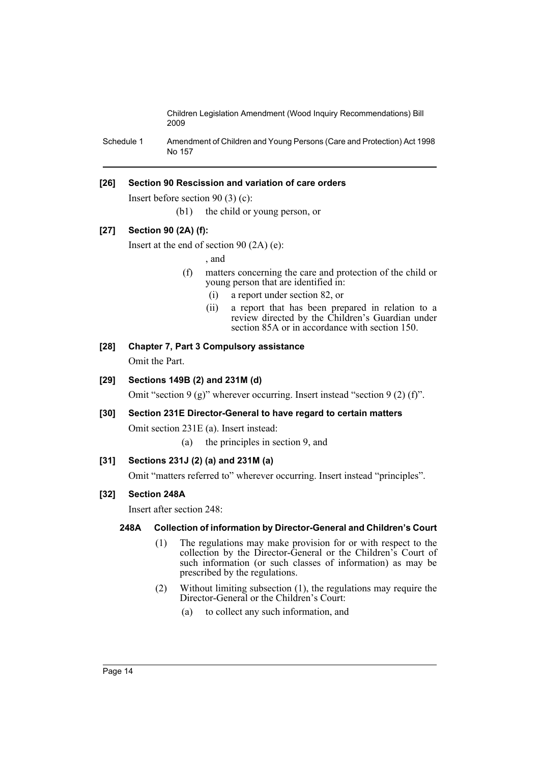**[26] Section 90 Rescission and variation of care orders**

Insert before section 90 (3) (c):

(b1) the child or young person, or

**[27] Section 90 (2A) (f):**

Insert at the end of section 90 (2A) (e):

, and

(f) matters concerning the care and protection of the child or young person that are identified in:

(i) a report under section 82, or

(ii) a report that has been prepared in relation to a review directed by the Children's Guardian under section 85A or in accordance with section 150.

**[28] Chapter 7, Part 3 Compulsory assistance**

Omit the Part.

**[29] Sections 149B (2) and 231M (d)**

Omit "section 9 (g)" wherever occurring. Insert instead "section 9 (2) (f)".

**[30] Section 231E Director-General to have regard to certain matters**

Omit section 231E (a). Insert instead:

(a) the principles in section 9, and

**[31] Sections 231J (2) (a) and 231M (a)**

Omit "matters referred to" wherever occurring. Insert instead "principles".

**[32] Section 248A**

Insert after section 248:

**248A Collection of information by Director-General and Children's Court**

(1) The regulations may make provision for or with respect to the collection by the Director-General or the Children's Court of such information (or such classes of information) as may be prescribed by the regulations.

(2) Without limiting subsection (1), the regulations may require the Director-General or the Children's Court:

(a) to collect any such information, and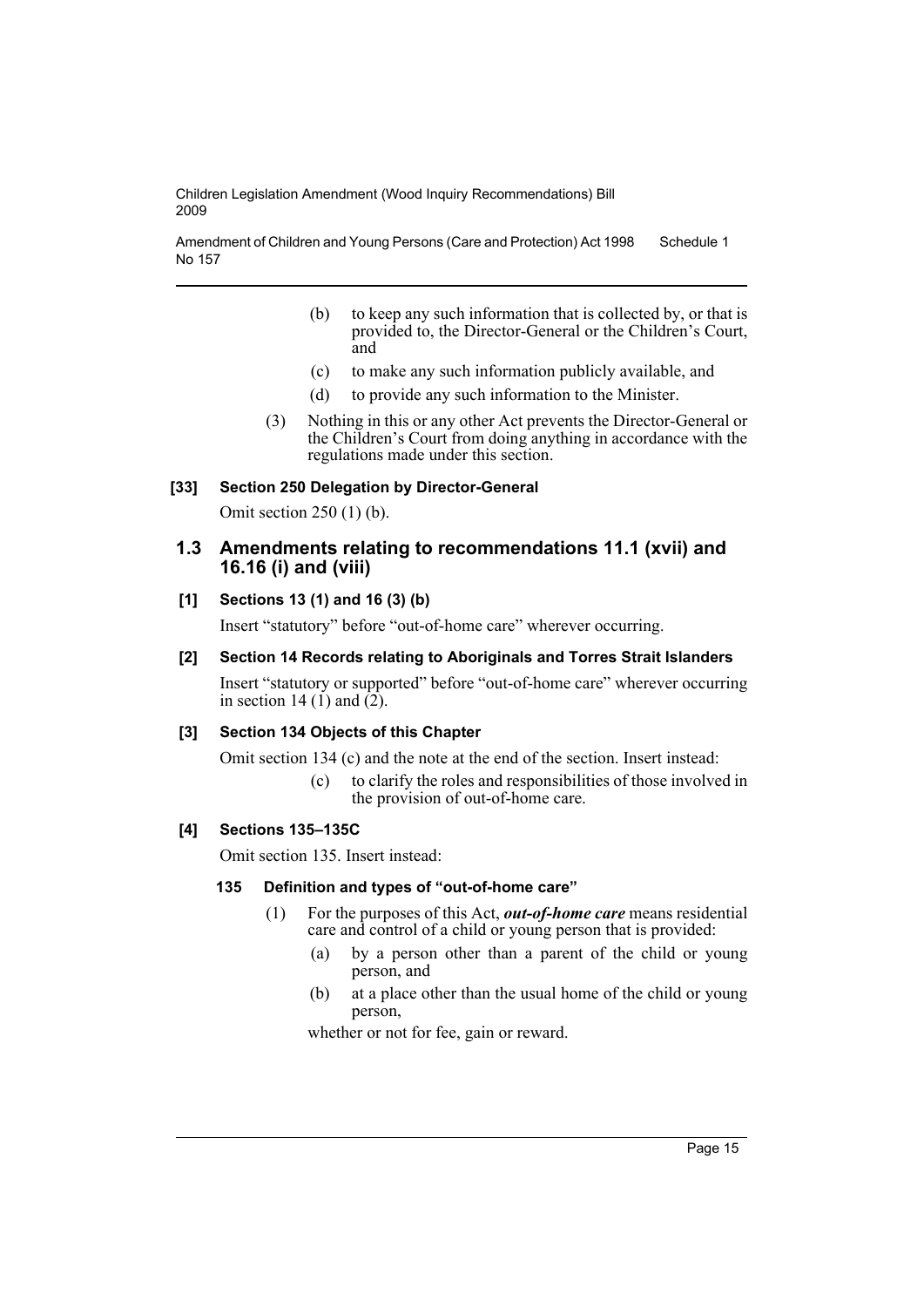(b) to keep any such information that is collected by, or that is provided to, the Director-General or the Children's Court, and

(c) to make any such information publicly available, and

(d) to provide any such information to the Minister.

(3) Nothing in this or any other Act prevents the Director-General or the Children's Court from doing anything in accordance with the regulations made under this section.

#### [33] Section 250 Delegation by Director-General

Omit section 250 (1) (b).

### 1.3 Amendments relating to recommendations 11.1 (xvii) and 16.16 (i) and (viii)

#### [1] Sections 13 (1) and 16 (3) (b)

Insert "statutory" before "out-of-home care" wherever occurring.

#### [2] Section 14 Records relating to Aboriginals and Torres Strait Islanders

Insert "statutory or supported" before "out-of-home care" wherever occurring in section 14 (1) and (2).

#### [3] Section 134 Objects of this Chapter

Omit section 134 (c) and the note at the end of the section. Insert instead:

(c) to clarify the roles and responsibilities of those involved in the provision of out-of-home care.

#### [4] Sections 135–135C

Omit section 135. Insert instead:

**135 Definition and types of "out-of-home care"**

(1) For the purposes of this Act, ***out-of-home care*** means residential care and control of a child or young person that is provided:

(a) by a person other than a parent of the child or young person, and

(b) at a place other than the usual home of the child or young person,

whether or not for fee, gain or reward.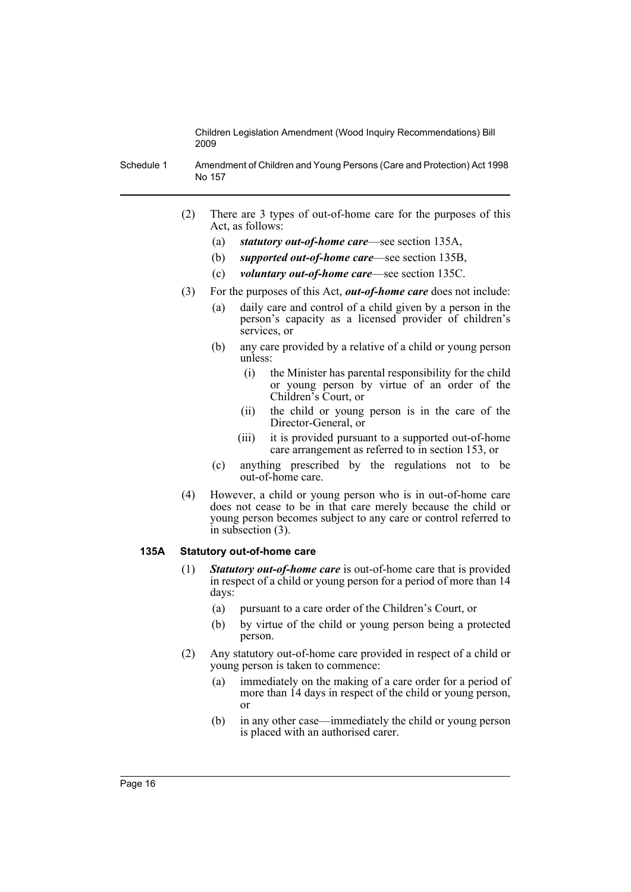(2) There are 3 types of out-of-home care for the purposes of this Act, as follows:

(a) ***statutory out-of-home care***—see section 135A,

(b) ***supported out-of-home care***—see section 135B,

(c) ***voluntary out-of-home care***—see section 135C.

(3) For the purposes of this Act, ***out-of-home care*** does not include:

(a) daily care and control of a child given by a person in the person's capacity as a licensed provider of children's services, or

(b) any care provided by a relative of a child or young person unless:

(i) the Minister has parental responsibility for the child or young person by virtue of an order of the Children's Court, or

(ii) the child or young person is in the care of the Director-General, or

(iii) it is provided pursuant to a supported out-of-home care arrangement as referred to in section 153, or

(c) anything prescribed by the regulations not to be out-of-home care.

(4) However, a child or young person who is in out-of-home care does not cease to be in that care merely because the child or young person becomes subject to any care or control referred to in subsection (3).

#### 135A Statutory out-of-home care

(1) ***Statutory out-of-home care*** is out-of-home care that is provided in respect of a child or young person for a period of more than 14 days:

(a) pursuant to a care order of the Children's Court, or

(b) by virtue of the child or young person being a protected person.

(2) Any statutory out-of-home care provided in respect of a child or young person is taken to commence:

(a) immediately on the making of a care order for a period of more than 14 days in respect of the child or young person, or

(b) in any other case—immediately the child or young person is placed with an authorised carer.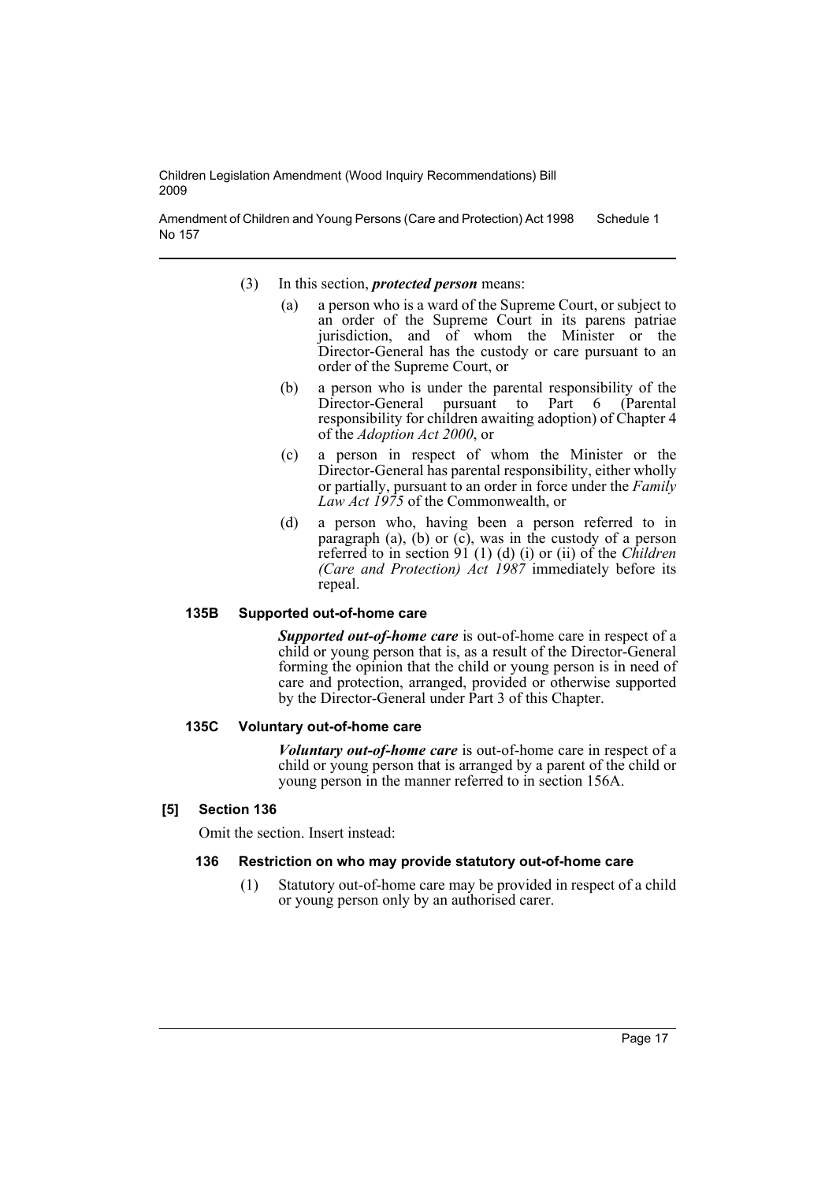(3) In this section, ***protected person*** means:

(a) a person who is a ward of the Supreme Court, or subject to an order of the Supreme Court in its parens patriae jurisdiction, and of whom the Minister or the Director-General has the custody or care pursuant to an order of the Supreme Court, or

(b) a person who is under the parental responsibility of the Director-General pursuant to Part 6 (Parental responsibility for children awaiting adoption) of Chapter 4 of the *Adoption Act 2000*, or

(c) a person in respect of whom the Minister or the Director-General has parental responsibility, either wholly or partially, pursuant to an order in force under the *Family Law Act 1975* of the Commonwealth, or

(d) a person who, having been a person referred to in paragraph (a), (b) or (c), was in the custody of a person referred to in section 91 (1) (d) (i) or (ii) of the *Children (Care and Protection) Act 1987* immediately before its repeal.

#### 135B Supported out-of-home care

***Supported out-of-home care*** is out-of-home care in respect of a child or young person that is, as a result of the Director-General forming the opinion that the child or young person is in need of care and protection, arranged, provided or otherwise supported by the Director-General under Part 3 of this Chapter.

#### 135C Voluntary out-of-home care

***Voluntary out-of-home care*** is out-of-home care in respect of a child or young person that is arranged by a parent of the child or young person in the manner referred to in section 156A.

### [5] Section 136

Omit the section. Insert instead:

#### 136 Restriction on who may provide statutory out-of-home care

(1) Statutory out-of-home care may be provided in respect of a child or young person only by an authorised carer.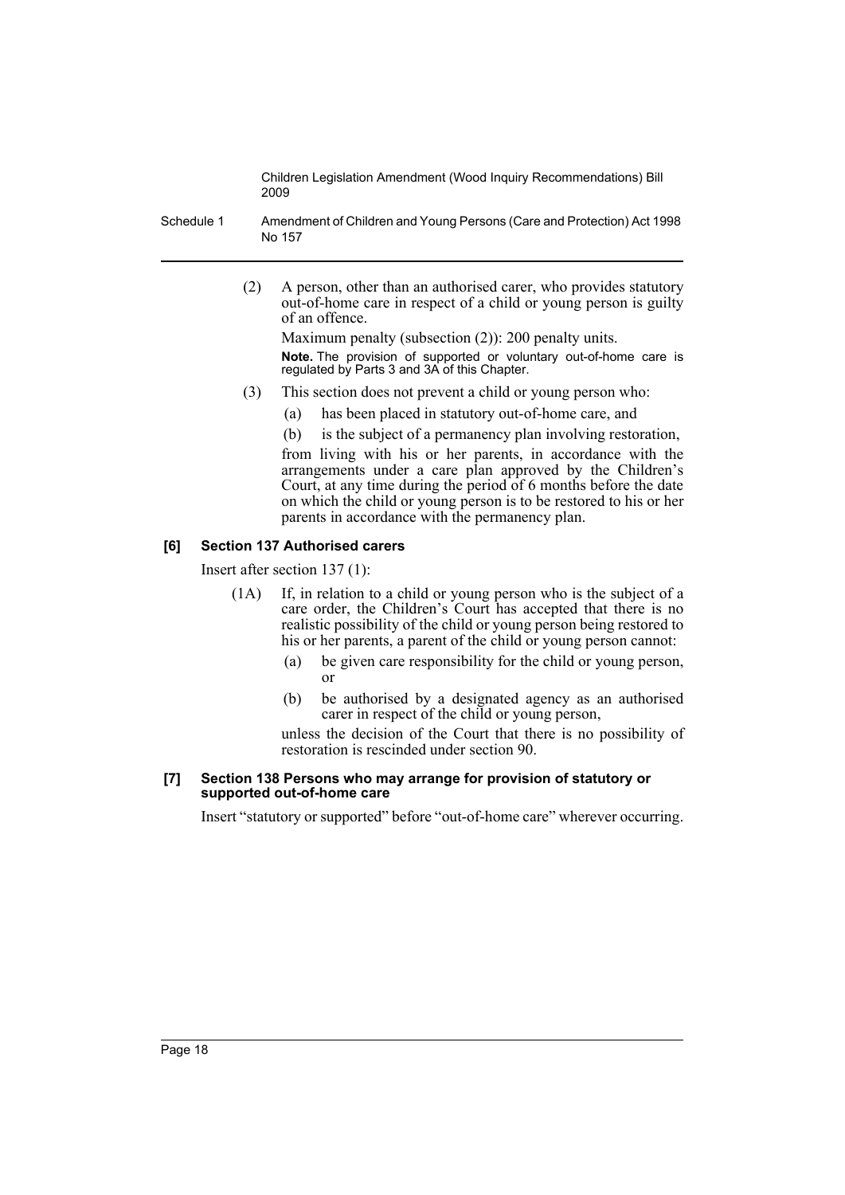(2) A person, other than an authorised carer, who provides statutory out-of-home care in respect of a child or young person is guilty of an offence.

Maximum penalty (subsection (2)): 200 penalty units.

**Note.** The provision of supported or voluntary out-of-home care is regulated by Parts 3 and 3A of this Chapter.

(3) This section does not prevent a child or young person who:

(a) has been placed in statutory out-of-home care, and

(b) is the subject of a permanency plan involving restoration,

from living with his or her parents, in accordance with the arrangements under a care plan approved by the Children's Court, at any time during the period of 6 months before the date on which the child or young person is to be restored to his or her parents in accordance with the permanency plan.

**[6] Section 137 Authorised carers**

Insert after section 137 (1):

(1A) If, in relation to a child or young person who is the subject of a care order, the Children's Court has accepted that there is no realistic possibility of the child or young person being restored to his or her parents, a parent of the child or young person cannot:

(a) be given care responsibility for the child or young person, or

(b) be authorised by a designated agency as an authorised carer in respect of the child or young person,

unless the decision of the Court that there is no possibility of restoration is rescinded under section 90.

**[7] Section 138 Persons who may arrange for provision of statutory or supported out-of-home care**

Insert "statutory or supported" before "out-of-home care" wherever occurring.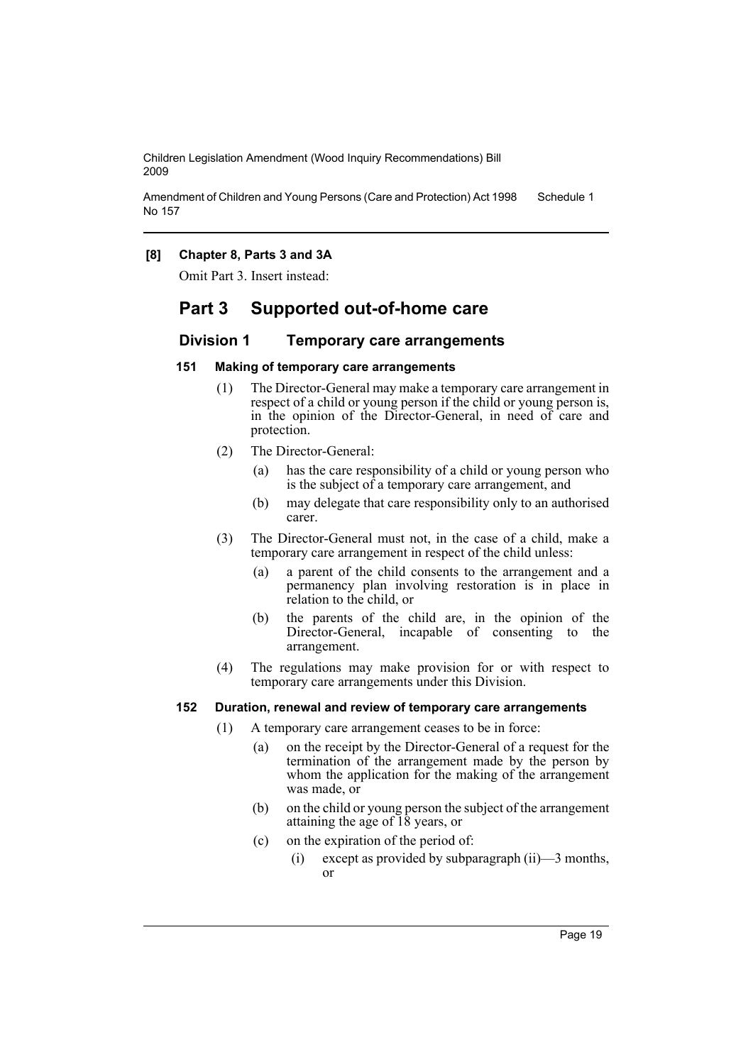**[8] Chapter 8, Parts 3 and 3A**

Omit Part 3. Insert instead:

## Part 3 Supported out-of-home care

### Division 1 Temporary care arrangements

#### 151 Making of temporary care arrangements

(1) The Director-General may make a temporary care arrangement in respect of a child or young person if the child or young person is, in the opinion of the Director-General, in need of care and protection.

(2) The Director-General:

- (a) has the care responsibility of a child or young person who is the subject of a temporary care arrangement, and
- (b) may delegate that care responsibility only to an authorised carer.

(3) The Director-General must not, in the case of a child, make a temporary care arrangement in respect of the child unless:

- (a) a parent of the child consents to the arrangement and a permanency plan involving restoration is in place in relation to the child, or
- (b) the parents of the child are, in the opinion of the Director-General, incapable of consenting to the arrangement.

(4) The regulations may make provision for or with respect to temporary care arrangements under this Division.

#### 152 Duration, renewal and review of temporary care arrangements

(1) A temporary care arrangement ceases to be in force:

- (a) on the receipt by the Director-General of a request for the termination of the arrangement made by the person by whom the application for the making of the arrangement was made, or
- (b) on the child or young person the subject of the arrangement attaining the age of 18 years, or
- (c) on the expiration of the period of:
  - (i) except as provided by subparagraph (ii)—3 months, or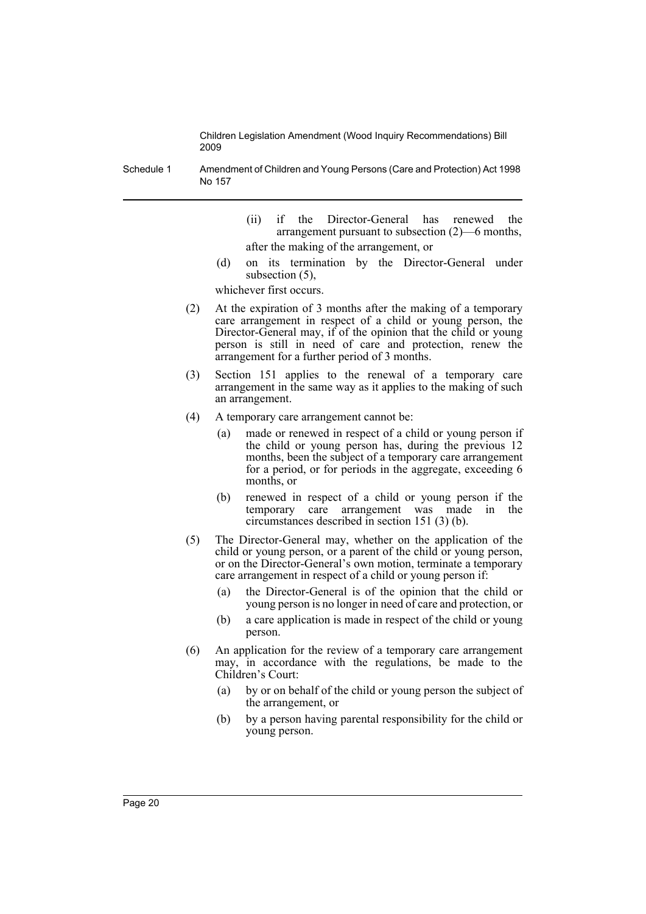(ii) if the Director-General has renewed the arrangement pursuant to subsection (2)—6 months,

after the making of the arrangement, or

(d) on its termination by the Director-General under subsection (5),

whichever first occurs.

(2) At the expiration of 3 months after the making of a temporary care arrangement in respect of a child or young person, the Director-General may, if of the opinion that the child or young person is still in need of care and protection, renew the arrangement for a further period of 3 months.

(3) Section 151 applies to the renewal of a temporary care arrangement in the same way as it applies to the making of such an arrangement.

(4) A temporary care arrangement cannot be:

(a) made or renewed in respect of a child or young person if the child or young person has, during the previous 12 months, been the subject of a temporary care arrangement for a period, or for periods in the aggregate, exceeding 6 months, or

(b) renewed in respect of a child or young person if the temporary care arrangement was made in the circumstances described in section 151 (3) (b).

(5) The Director-General may, whether on the application of the child or young person, or a parent of the child or young person, or on the Director-General's own motion, terminate a temporary care arrangement in respect of a child or young person if:

(a) the Director-General is of the opinion that the child or young person is no longer in need of care and protection, or

(b) a care application is made in respect of the child or young person.

(6) An application for the review of a temporary care arrangement may, in accordance with the regulations, be made to the Children's Court:

(a) by or on behalf of the child or young person the subject of the arrangement, or

(b) by a person having parental responsibility for the child or young person.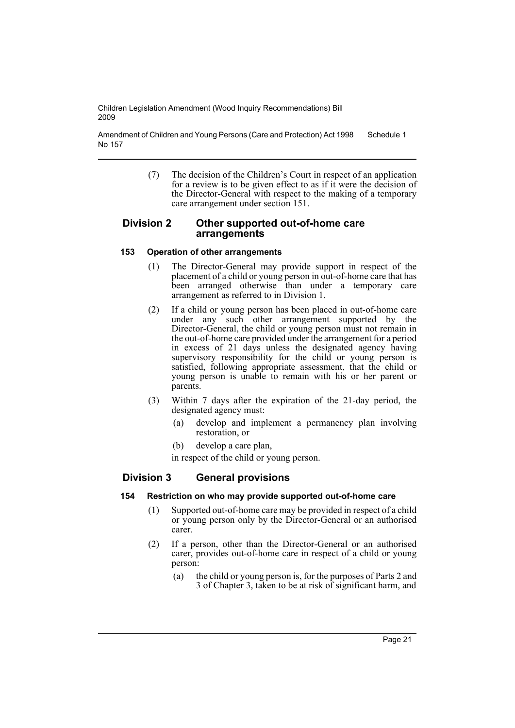(7) The decision of the Children's Court in respect of an application for a review is to be given effect to as if it were the decision of the Director-General with respect to the making of a temporary care arrangement under section 151.

## Division 2 Other supported out-of-home care arrangements

### 153 Operation of other arrangements

(1) The Director-General may provide support in respect of the placement of a child or young person in out-of-home care that has been arranged otherwise than under a temporary care arrangement as referred to in Division 1.

(2) If a child or young person has been placed in out-of-home care under any such other arrangement supported by the Director-General, the child or young person must not remain in the out-of-home care provided under the arrangement for a period in excess of 21 days unless the designated agency having supervisory responsibility for the child or young person is satisfied, following appropriate assessment, that the child or young person is unable to remain with his or her parent or parents.

(3) Within 7 days after the expiration of the 21-day period, the designated agency must:

(a) develop and implement a permanency plan involving restoration, or

(b) develop a care plan,

in respect of the child or young person.

## Division 3 General provisions

### 154 Restriction on who may provide supported out-of-home care

(1) Supported out-of-home care may be provided in respect of a child or young person only by the Director-General or an authorised carer.

(2) If a person, other than the Director-General or an authorised carer, provides out-of-home care in respect of a child or young person:

(a) the child or young person is, for the purposes of Parts 2 and 3 of Chapter 3, taken to be at risk of significant harm, and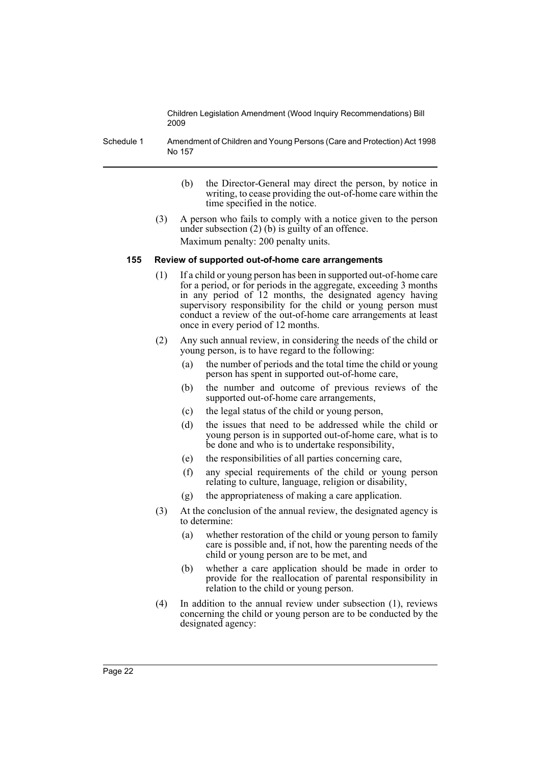(b) the Director-General may direct the person, by notice in writing, to cease providing the out-of-home care within the time specified in the notice.

(3) A person who fails to comply with a notice given to the person under subsection (2) (b) is guilty of an offence.

Maximum penalty: 200 penalty units.

**155 Review of supported out-of-home care arrangements**

(1) If a child or young person has been in supported out-of-home care for a period, or for periods in the aggregate, exceeding 3 months in any period of 12 months, the designated agency having supervisory responsibility for the child or young person must conduct a review of the out-of-home care arrangements at least once in every period of 12 months.

(2) Any such annual review, in considering the needs of the child or young person, is to have regard to the following:

(a) the number of periods and the total time the child or young person has spent in supported out-of-home care,

(b) the number and outcome of previous reviews of the supported out-of-home care arrangements,

(c) the legal status of the child or young person,

(d) the issues that need to be addressed while the child or young person is in supported out-of-home care, what is to be done and who is to undertake responsibility,

(e) the responsibilities of all parties concerning care,

(f) any special requirements of the child or young person relating to culture, language, religion or disability,

(g) the appropriateness of making a care application.

(3) At the conclusion of the annual review, the designated agency is to determine:

(a) whether restoration of the child or young person to family care is possible and, if not, how the parenting needs of the child or young person are to be met, and

(b) whether a care application should be made in order to provide for the reallocation of parental responsibility in relation to the child or young person.

(4) In addition to the annual review under subsection (1), reviews concerning the child or young person are to be conducted by the designated agency: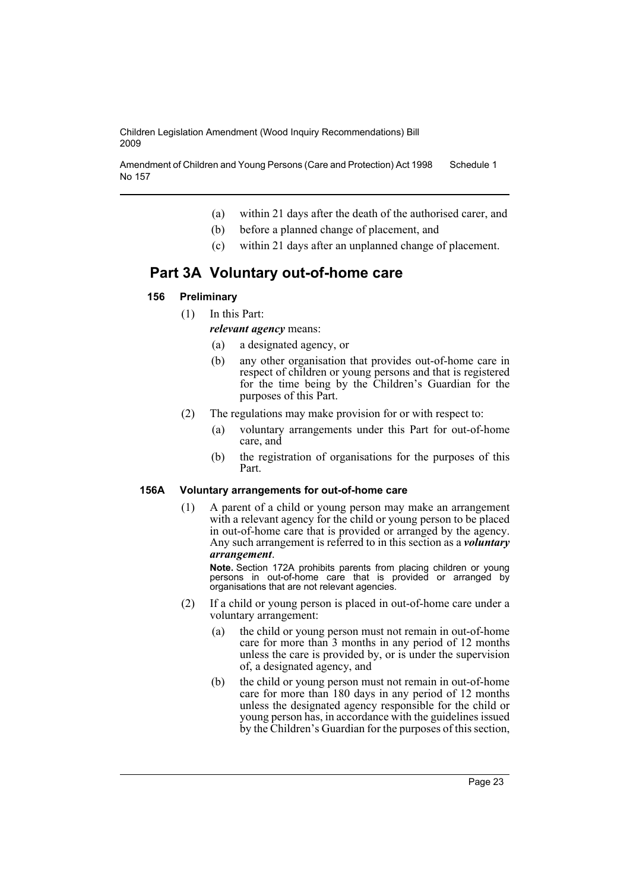(a) within 21 days after the death of the authorised carer, and

(b) before a planned change of placement, and

(c) within 21 days after an unplanned change of placement.

## Part 3A Voluntary out-of-home care

### 156 Preliminary

(1) In this Part:

***relevant agency*** means:

(a) a designated agency, or

(b) any other organisation that provides out-of-home care in respect of children or young persons and that is registered for the time being by the Children's Guardian for the purposes of this Part.

(2) The regulations may make provision for or with respect to:

(a) voluntary arrangements under this Part for out-of-home care, and

(b) the registration of organisations for the purposes of this Part.

### 156A Voluntary arrangements for out-of-home care

(1) A parent of a child or young person may make an arrangement with a relevant agency for the child or young person to be placed in out-of-home care that is provided or arranged by the agency. Any such arrangement is referred to in this section as a ***voluntary arrangement***.

**Note.** Section 172A prohibits parents from placing children or young persons in out-of-home care that is provided or arranged by organisations that are not relevant agencies.

(2) If a child or young person is placed in out-of-home care under a voluntary arrangement:

(a) the child or young person must not remain in out-of-home care for more than 3 months in any period of 12 months unless the care is provided by, or is under the supervision of, a designated agency, and

(b) the child or young person must not remain in out-of-home care for more than 180 days in any period of 12 months unless the designated agency responsible for the child or young person has, in accordance with the guidelines issued by the Children's Guardian for the purposes of this section,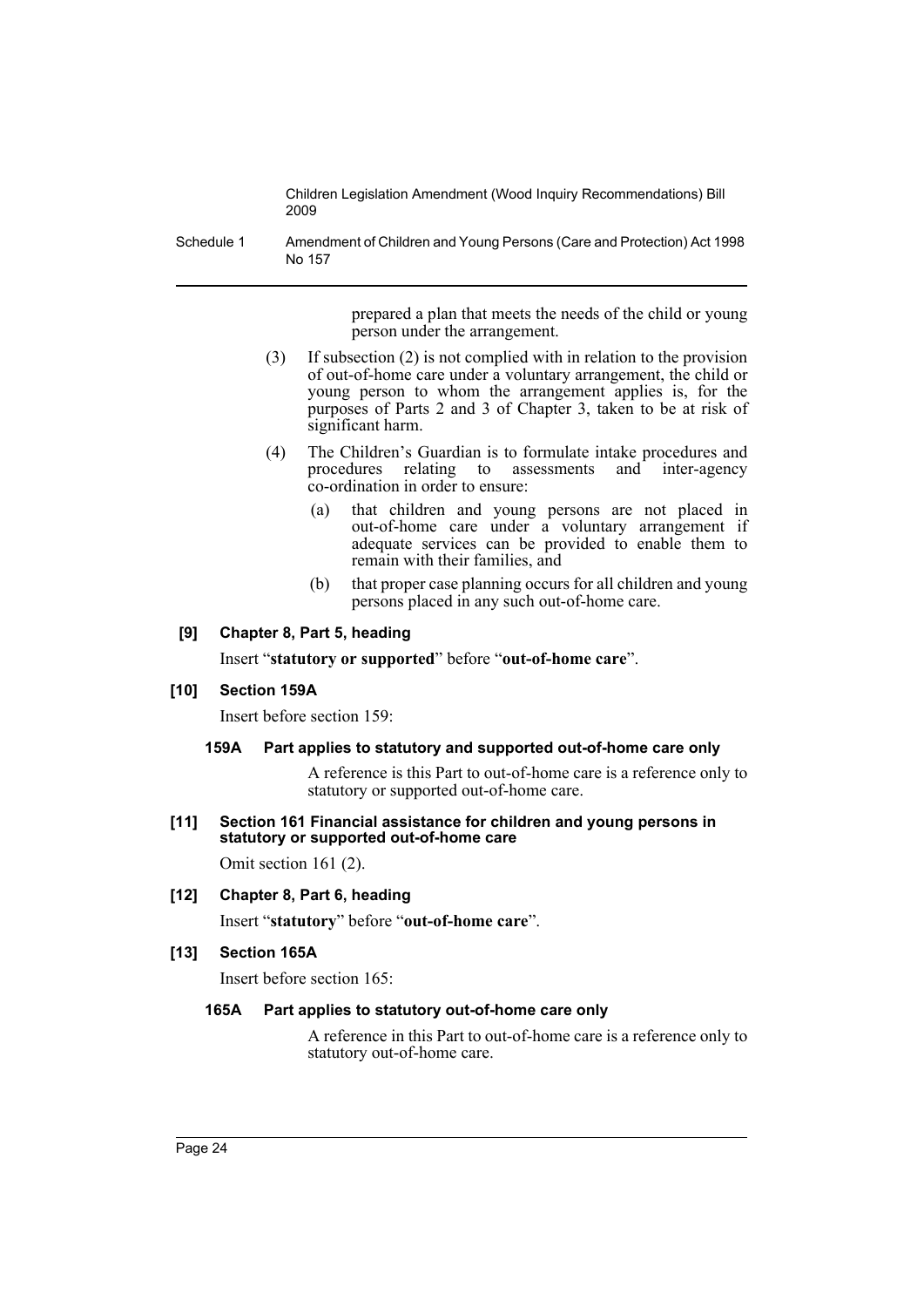prepared a plan that meets the needs of the child or young person under the arrangement.

(3) If subsection (2) is not complied with in relation to the provision of out-of-home care under a voluntary arrangement, the child or young person to whom the arrangement applies is, for the purposes of Parts 2 and 3 of Chapter 3, taken to be at risk of significant harm.

(4) The Children's Guardian is to formulate intake procedures and procedures relating to assessments and inter-agency co-ordination in order to ensure:

(a) that children and young persons are not placed in out-of-home care under a voluntary arrangement if adequate services can be provided to enable them to remain with their families, and

(b) that proper case planning occurs for all children and young persons placed in any such out-of-home care.

**[9] Chapter 8, Part 5, heading**

Insert "**statutory or supported**" before "**out-of-home care**".

**[10] Section 159A**

Insert before section 159:

**159A Part applies to statutory and supported out-of-home care only**

A reference is this Part to out-of-home care is a reference only to statutory or supported out-of-home care.

**[11] Section 161 Financial assistance for children and young persons in statutory or supported out-of-home care**

Omit section 161 (2).

**[12] Chapter 8, Part 6, heading**

Insert "**statutory**" before "**out-of-home care**".

**[13] Section 165A**

Insert before section 165:

**165A Part applies to statutory out-of-home care only**

A reference in this Part to out-of-home care is a reference only to statutory out-of-home care.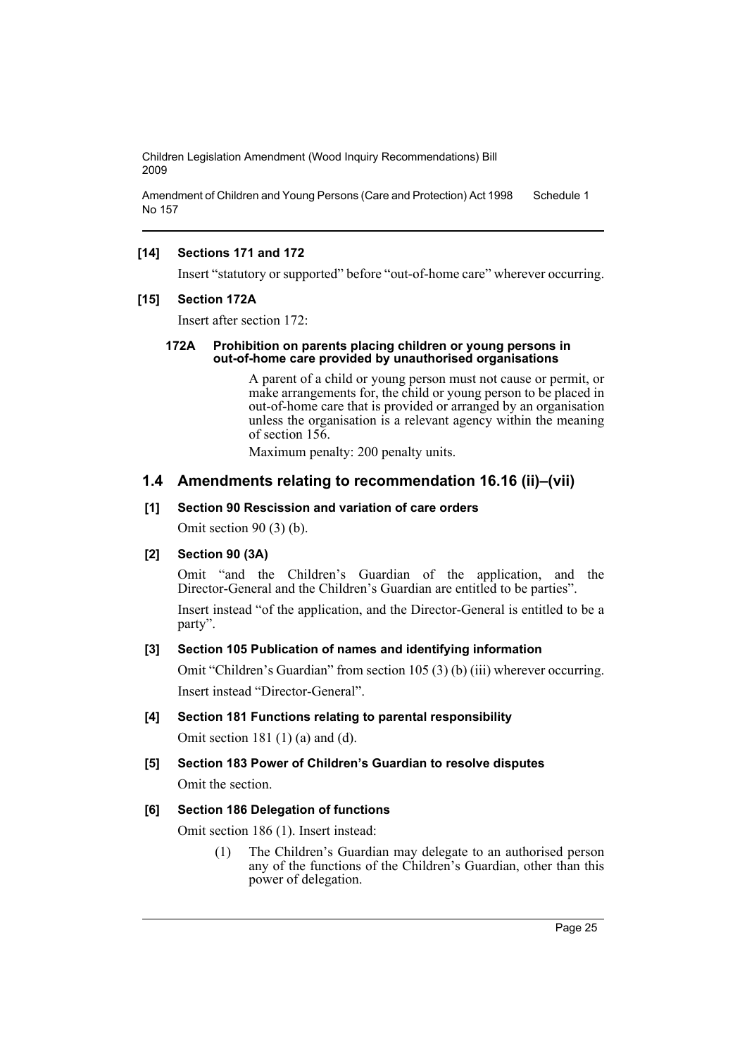**[14] Sections 171 and 172**

Insert "statutory or supported" before "out-of-home care" wherever occurring.

**[15] Section 172A**

Insert after section 172:

**172A Prohibition on parents placing children or young persons in out-of-home care provided by unauthorised organisations**

A parent of a child or young person must not cause or permit, or make arrangements for, the child or young person to be placed in out-of-home care that is provided or arranged by an organisation unless the organisation is a relevant agency within the meaning of section 156.

Maximum penalty: 200 penalty units.

## 1.4 Amendments relating to recommendation 16.16 (ii)–(vii)

**[1] Section 90 Rescission and variation of care orders**

Omit section 90 (3) (b).

**[2] Section 90 (3A)**

Omit "and the Children's Guardian of the application, and the Director-General and the Children's Guardian are entitled to be parties".

Insert instead "of the application, and the Director-General is entitled to be a party".

**[3] Section 105 Publication of names and identifying information**

Omit "Children's Guardian" from section 105 (3) (b) (iii) wherever occurring.

Insert instead "Director-General".

**[4] Section 181 Functions relating to parental responsibility**

Omit section 181 (1) (a) and (d).

**[5] Section 183 Power of Children's Guardian to resolve disputes**

Omit the section.

**[6] Section 186 Delegation of functions**

Omit section 186 (1). Insert instead:

(1) The Children's Guardian may delegate to an authorised person any of the functions of the Children's Guardian, other than this power of delegation.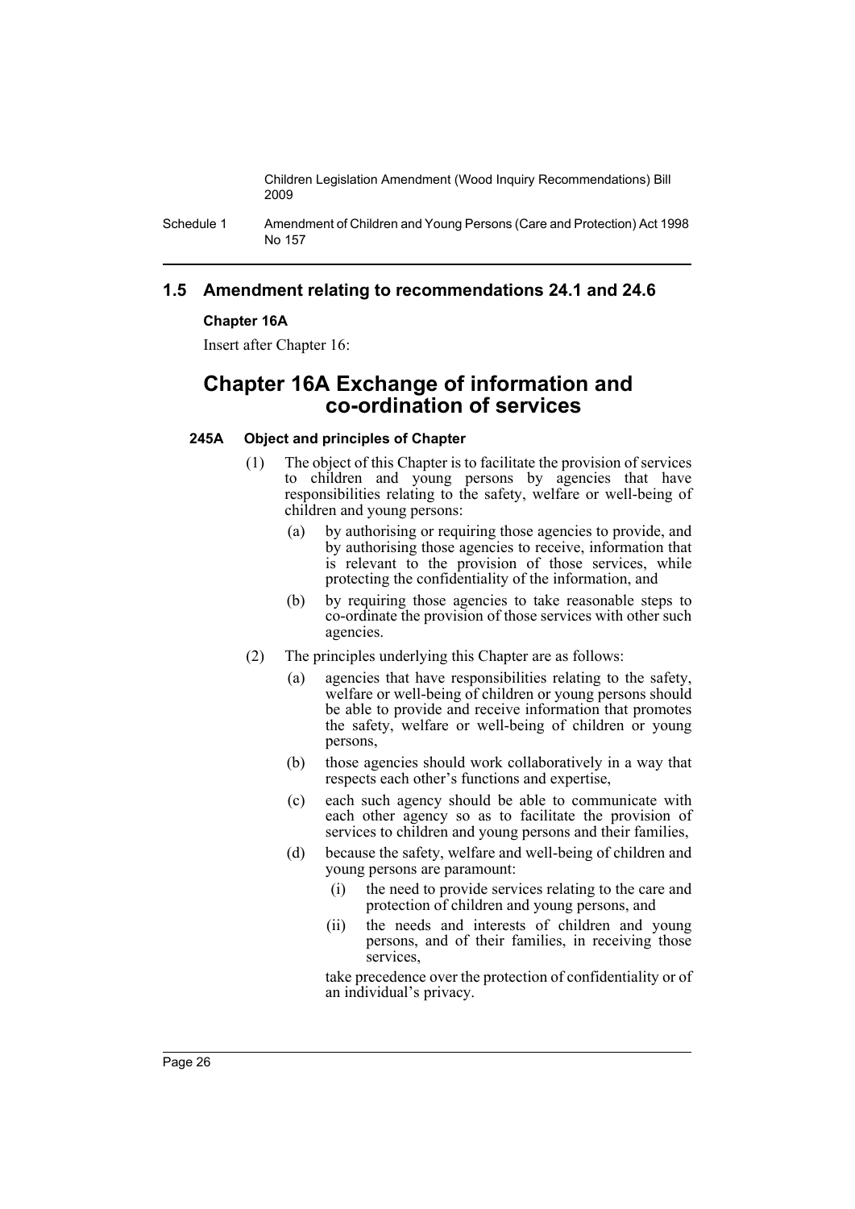## 1.5 Amendment relating to recommendations 24.1 and 24.6

**Chapter 16A**

Insert after Chapter 16:

# Chapter 16A Exchange of information and co-ordination of services

**245A Object and principles of Chapter**

(1) The object of this Chapter is to facilitate the provision of services to children and young persons by agencies that have responsibilities relating to the safety, welfare or well-being of children and young persons:

(a) by authorising or requiring those agencies to provide, and by authorising those agencies to receive, information that is relevant to the provision of those services, while protecting the confidentiality of the information, and

(b) by requiring those agencies to take reasonable steps to co-ordinate the provision of those services with other such agencies.

(2) The principles underlying this Chapter are as follows:

(a) agencies that have responsibilities relating to the safety, welfare or well-being of children or young persons should be able to provide and receive information that promotes the safety, welfare or well-being of children or young persons,

(b) those agencies should work collaboratively in a way that respects each other's functions and expertise,

(c) each such agency should be able to communicate with each other agency so as to facilitate the provision of services to children and young persons and their families,

(d) because the safety, welfare and well-being of children and young persons are paramount:

(i) the need to provide services relating to the care and protection of children and young persons, and

(ii) the needs and interests of children and young persons, and of their families, in receiving those services,

take precedence over the protection of confidentiality or of an individual's privacy.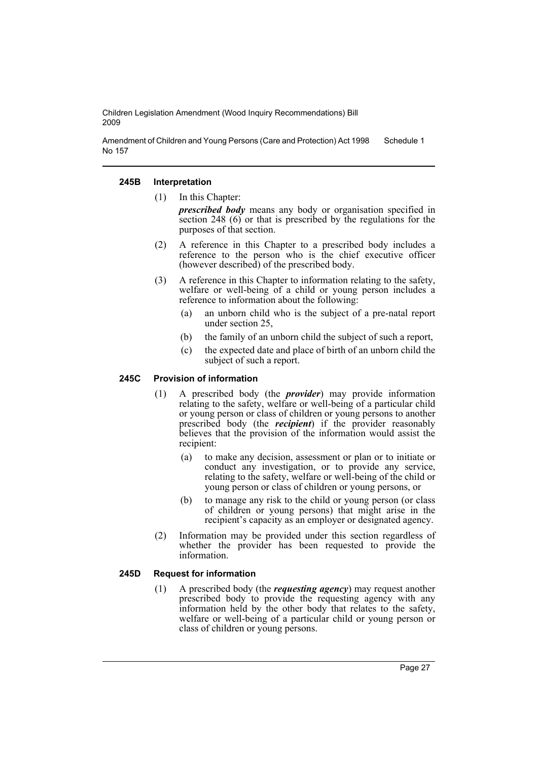#### 245B Interpretation

(1) In this Chapter:

***prescribed body*** means any body or organisation specified in section 248 (6) or that is prescribed by the regulations for the purposes of that section.

(2) A reference in this Chapter to a prescribed body includes a reference to the person who is the chief executive officer (however described) of the prescribed body.

(3) A reference in this Chapter to information relating to the safety, welfare or well-being of a child or young person includes a reference to information about the following:

- (a) an unborn child who is the subject of a pre-natal report under section 25,
- (b) the family of an unborn child the subject of such a report,
- (c) the expected date and place of birth of an unborn child the subject of such a report.

#### 245C Provision of information

(1) A prescribed body (the ***provider***) may provide information relating to the safety, welfare or well-being of a particular child or young person or class of children or young persons to another prescribed body (the ***recipient***) if the provider reasonably believes that the provision of the information would assist the recipient:

- (a) to make any decision, assessment or plan or to initiate or conduct any investigation, or to provide any service, relating to the safety, welfare or well-being of the child or young person or class of children or young persons, or
- (b) to manage any risk to the child or young person (or class of children or young persons) that might arise in the recipient's capacity as an employer or designated agency.

(2) Information may be provided under this section regardless of whether the provider has been requested to provide the information.

#### 245D Request for information

(1) A prescribed body (the ***requesting agency***) may request another prescribed body to provide the requesting agency with any information held by the other body that relates to the safety, welfare or well-being of a particular child or young person or class of children or young persons.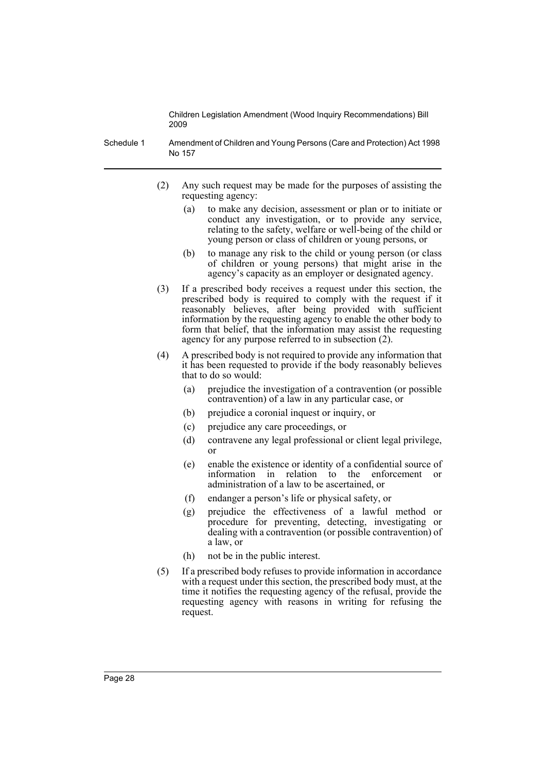(2) Any such request may be made for the purposes of assisting the requesting agency:

- (a) to make any decision, assessment or plan or to initiate or conduct any investigation, or to provide any service, relating to the safety, welfare or well-being of the child or young person or class of children or young persons, or
- (b) to manage any risk to the child or young person (or class of children or young persons) that might arise in the agency's capacity as an employer or designated agency.

(3) If a prescribed body receives a request under this section, the prescribed body is required to comply with the request if it reasonably believes, after being provided with sufficient information by the requesting agency to enable the other body to form that belief, that the information may assist the requesting agency for any purpose referred to in subsection (2).

(4) A prescribed body is not required to provide any information that it has been requested to provide if the body reasonably believes that to do so would:

- (a) prejudice the investigation of a contravention (or possible contravention) of a law in any particular case, or
- (b) prejudice a coronial inquest or inquiry, or
- (c) prejudice any care proceedings, or
- (d) contravene any legal professional or client legal privilege, or
- (e) enable the existence or identity of a confidential source of information in relation to the enforcement or administration of a law to be ascertained, or
- (f) endanger a person's life or physical safety, or
- (g) prejudice the effectiveness of a lawful method or procedure for preventing, detecting, investigating or dealing with a contravention (or possible contravention) of a law, or
- (h) not be in the public interest.

(5) If a prescribed body refuses to provide information in accordance with a request under this section, the prescribed body must, at the time it notifies the requesting agency of the refusal, provide the requesting agency with reasons in writing for refusing the request.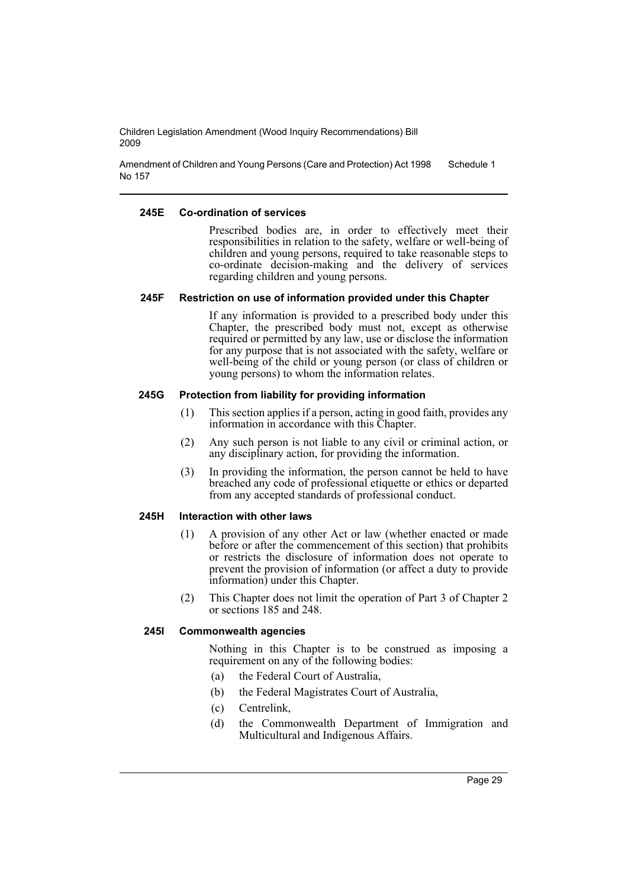#### 245E Co-ordination of services

Prescribed bodies are, in order to effectively meet their responsibilities in relation to the safety, welfare or well-being of children and young persons, required to take reasonable steps to co-ordinate decision-making and the delivery of services regarding children and young persons.

#### 245F Restriction on use of information provided under this Chapter

If any information is provided to a prescribed body under this Chapter, the prescribed body must not, except as otherwise required or permitted by any law, use or disclose the information for any purpose that is not associated with the safety, welfare or well-being of the child or young person (or class of children or young persons) to whom the information relates.

#### 245G Protection from liability for providing information

(1) This section applies if a person, acting in good faith, provides any information in accordance with this Chapter.

(2) Any such person is not liable to any civil or criminal action, or any disciplinary action, for providing the information.

(3) In providing the information, the person cannot be held to have breached any code of professional etiquette or ethics or departed from any accepted standards of professional conduct.

#### 245H Interaction with other laws

(1) A provision of any other Act or law (whether enacted or made before or after the commencement of this section) that prohibits or restricts the disclosure of information does not operate to prevent the provision of information (or affect a duty to provide information) under this Chapter.

(2) This Chapter does not limit the operation of Part 3 of Chapter 2 or sections 185 and 248.

#### 245I Commonwealth agencies

Nothing in this Chapter is to be construed as imposing a requirement on any of the following bodies:

(a) the Federal Court of Australia,

(b) the Federal Magistrates Court of Australia,

(c) Centrelink,

(d) the Commonwealth Department of Immigration and Multicultural and Indigenous Affairs.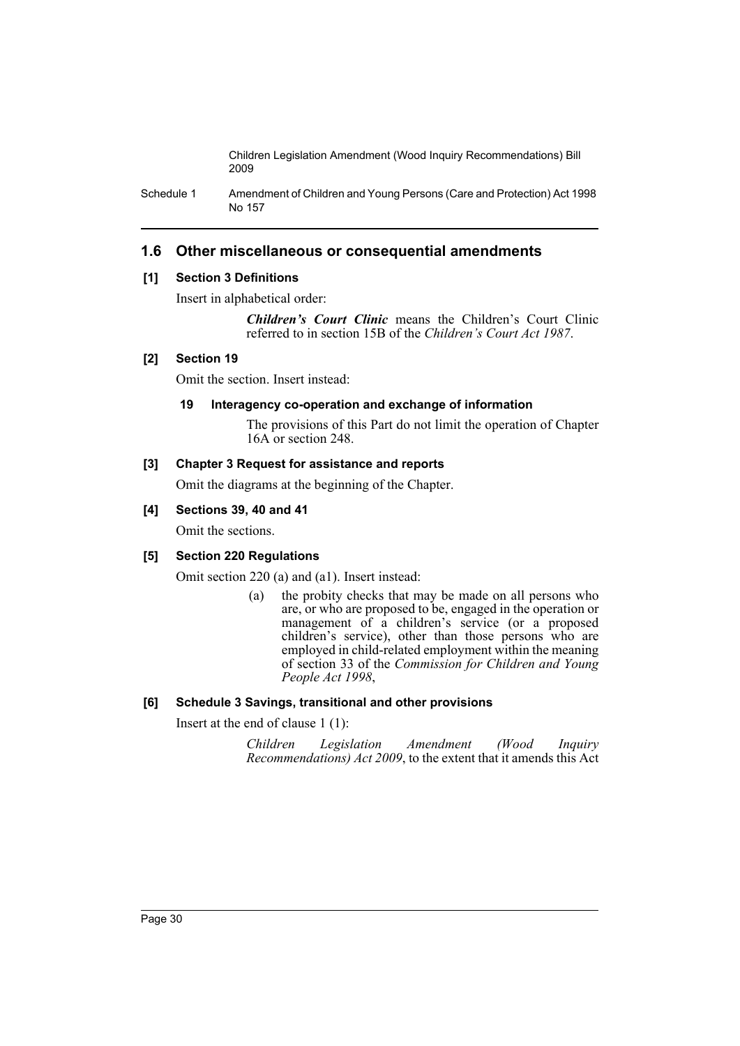## 1.6 Other miscellaneous or consequential amendments

### [1] Section 3 Definitions

Insert in alphabetical order:

> ***Children's Court Clinic*** means the Children's Court Clinic referred to in section 15B of the *Children's Court Act 1987*.

### [2] Section 19

Omit the section. Insert instead:

> **19 Interagency co-operation and exchange of information**
>
> The provisions of this Part do not limit the operation of Chapter 16A or section 248.

### [3] Chapter 3 Request for assistance and reports

Omit the diagrams at the beginning of the Chapter.

### [4] Sections 39, 40 and 41

Omit the sections.

### [5] Section 220 Regulations

Omit section 220 (a) and (a1). Insert instead:

> (a) the probity checks that may be made on all persons who are, or who are proposed to be, engaged in the operation or management of a children's service (or a proposed children's service), other than those persons who are employed in child-related employment within the meaning of section 33 of the *Commission for Children and Young People Act 1998*,

### [6] Schedule 3 Savings, transitional and other provisions

Insert at the end of clause 1 (1):

> *Children Legislation Amendment (Wood Inquiry Recommendations) Act 2009*, to the extent that it amends this Act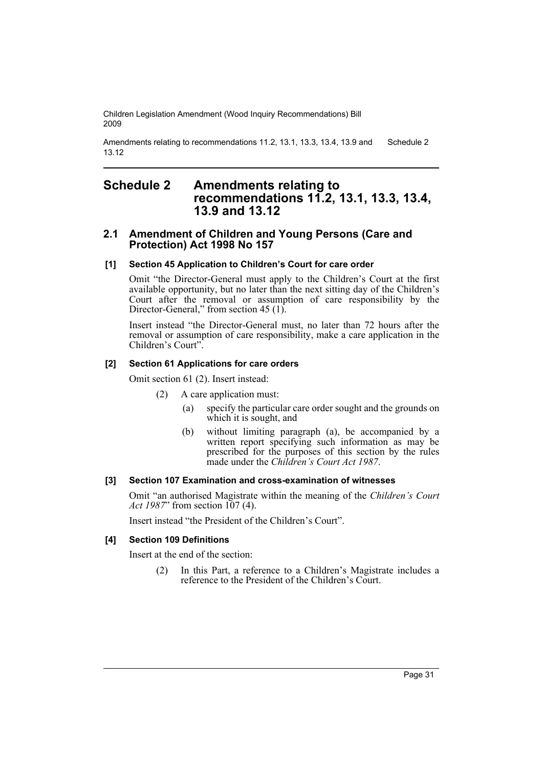# Schedule 2 Amendments relating to recommendations 11.2, 13.1, 13.3, 13.4, 13.9 and 13.12

## 2.1 Amendment of Children and Young Persons (Care and Protection) Act 1998 No 157

### [1] Section 45 Application to Children's Court for care order

Omit "the Director-General must apply to the Children's Court at the first available opportunity, but no later than the next sitting day of the Children's Court after the removal or assumption of care responsibility by the Director-General," from section 45 (1).

Insert instead "the Director-General must, no later than 72 hours after the removal or assumption of care responsibility, make a care application in the Children's Court".

### [2] Section 61 Applications for care orders

Omit section 61 (2). Insert instead:

> (2) A care application must:
>
> (a) specify the particular care order sought and the grounds on which it is sought, and
>
> (b) without limiting paragraph (a), be accompanied by a written report specifying such information as may be prescribed for the purposes of this section by the rules made under the *Children's Court Act 1987*.

### [3] Section 107 Examination and cross-examination of witnesses

Omit "an authorised Magistrate within the meaning of the *Children's Court Act 1987*" from section 107 (4).

Insert instead "the President of the Children's Court".

### [4] Section 109 Definitions

Insert at the end of the section:

> (2) In this Part, a reference to a Children's Magistrate includes a reference to the President of the Children's Court.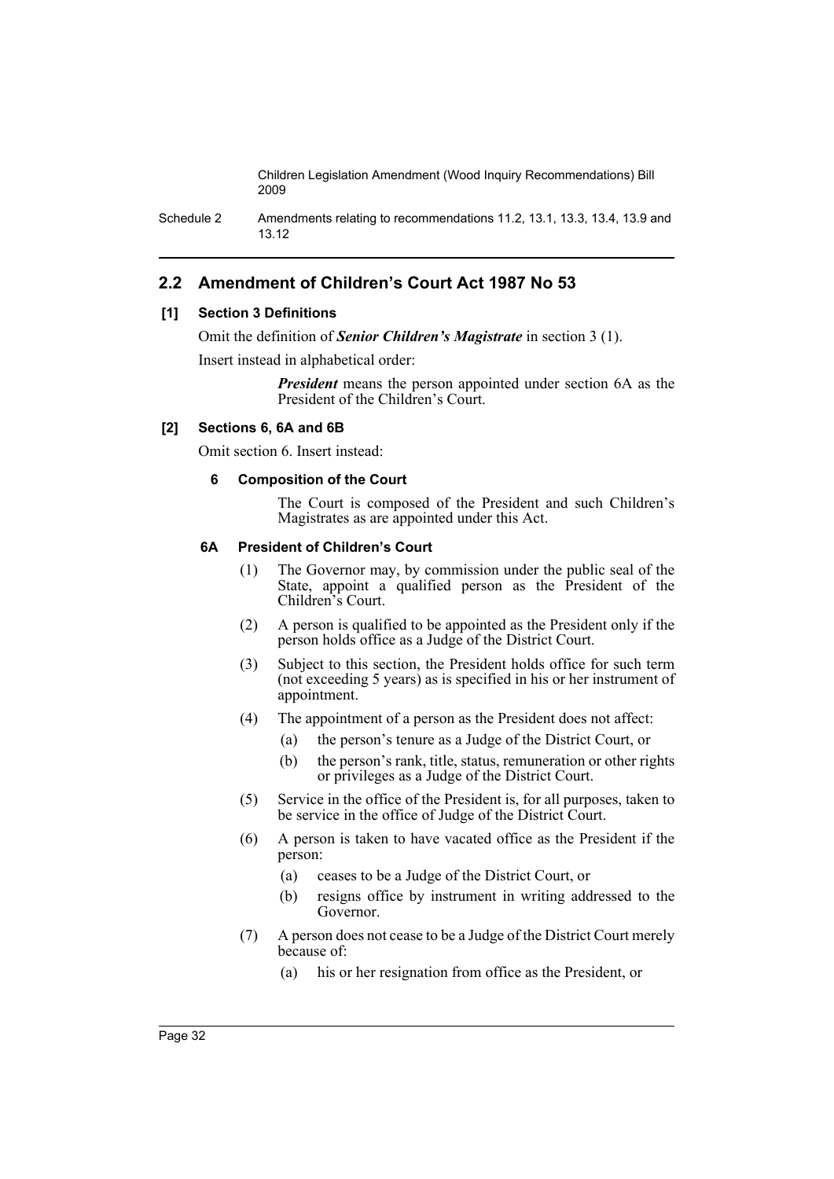## 2.2 Amendment of Children's Court Act 1987 No 53

### [1] Section 3 Definitions

Omit the definition of ***Senior Children's Magistrate*** in section 3 (1).

Insert instead in alphabetical order:

> ***President*** means the person appointed under section 6A as the President of the Children's Court.

### [2] Sections 6, 6A and 6B

Omit section 6. Insert instead:

#### 6 Composition of the Court

The Court is composed of the President and such Children's Magistrates as are appointed under this Act.

#### 6A President of Children's Court

(1) The Governor may, by commission under the public seal of the State, appoint a qualified person as the President of the Children's Court.

(2) A person is qualified to be appointed as the President only if the person holds office as a Judge of the District Court.

(3) Subject to this section, the President holds office for such term (not exceeding 5 years) as is specified in his or her instrument of appointment.

(4) The appointment of a person as the President does not affect:

- (a) the person's tenure as a Judge of the District Court, or
- (b) the person's rank, title, status, remuneration or other rights or privileges as a Judge of the District Court.

(5) Service in the office of the President is, for all purposes, taken to be service in the office of Judge of the District Court.

(6) A person is taken to have vacated office as the President if the person:

- (a) ceases to be a Judge of the District Court, or
- (b) resigns office by instrument in writing addressed to the Governor.

(7) A person does not cease to be a Judge of the District Court merely because of:

- (a) his or her resignation from office as the President, or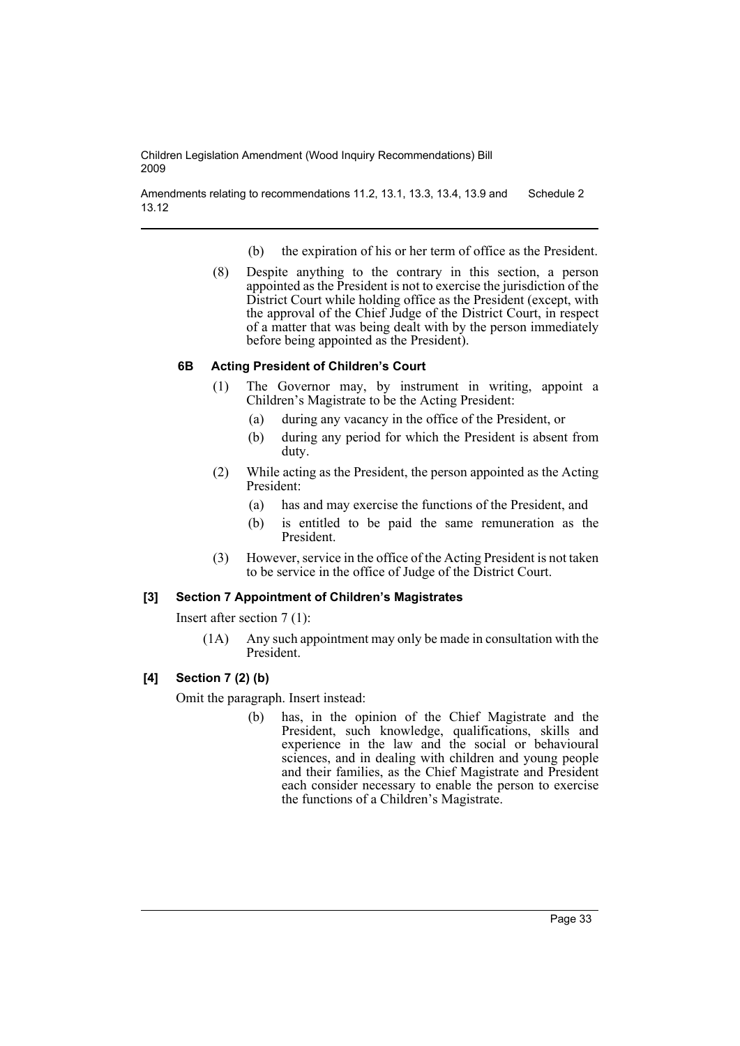(b) the expiration of his or her term of office as the President.

(8) Despite anything to the contrary in this section, a person appointed as the President is not to exercise the jurisdiction of the District Court while holding office as the President (except, with the approval of the Chief Judge of the District Court, in respect of a matter that was being dealt with by the person immediately before being appointed as the President).

#### 6B Acting President of Children's Court

(1) The Governor may, by instrument in writing, appoint a Children's Magistrate to be the Acting President:

(a) during any vacancy in the office of the President, or

(b) during any period for which the President is absent from duty.

(2) While acting as the President, the person appointed as the Acting President:

(a) has and may exercise the functions of the President, and

(b) is entitled to be paid the same remuneration as the President.

(3) However, service in the office of the Acting President is not taken to be service in the office of Judge of the District Court.

### [3] Section 7 Appointment of Children's Magistrates

Insert after section 7 (1):

(1A) Any such appointment may only be made in consultation with the President.

### [4] Section 7 (2) (b)

Omit the paragraph. Insert instead:

(b) has, in the opinion of the Chief Magistrate and the President, such knowledge, qualifications, skills and experience in the law and the social or behavioural sciences, and in dealing with children and young people and their families, as the Chief Magistrate and President each consider necessary to enable the person to exercise the functions of a Children's Magistrate.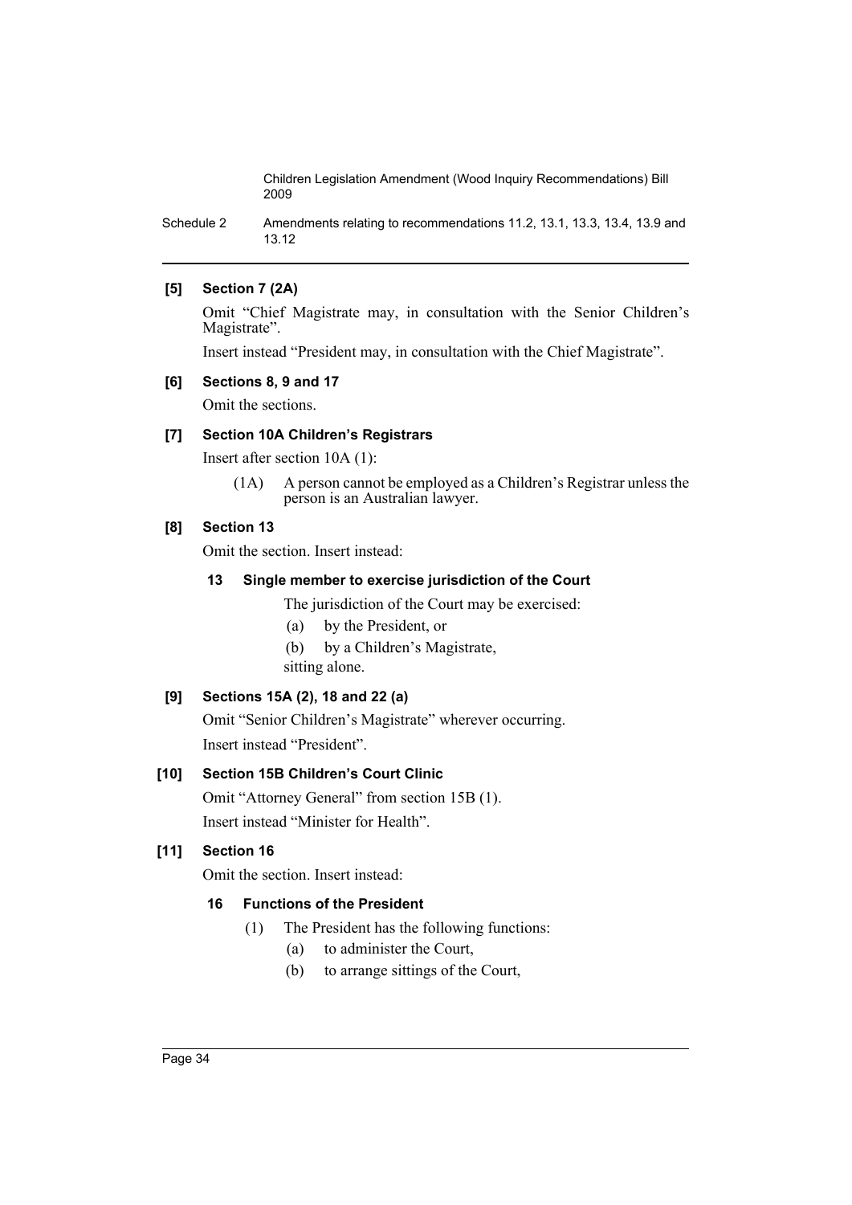**[5] Section 7 (2A)**

Omit "Chief Magistrate may, in consultation with the Senior Children's Magistrate".

Insert instead "President may, in consultation with the Chief Magistrate".

**[6] Sections 8, 9 and 17**

Omit the sections.

**[7] Section 10A Children's Registrars**

Insert after section 10A (1):

(1A) A person cannot be employed as a Children's Registrar unless the person is an Australian lawyer.

**[8] Section 13**

Omit the section. Insert instead:

**13 Single member to exercise jurisdiction of the Court**

The jurisdiction of the Court may be exercised:

(a) by the President, or

(b) by a Children's Magistrate,

sitting alone.

**[9] Sections 15A (2), 18 and 22 (a)**

Omit "Senior Children's Magistrate" wherever occurring.

Insert instead "President".

**[10] Section 15B Children's Court Clinic**

Omit "Attorney General" from section 15B (1).

Insert instead "Minister for Health".

**[11] Section 16**

Omit the section. Insert instead:

**16 Functions of the President**

(1) The President has the following functions:

(a) to administer the Court,

(b) to arrange sittings of the Court,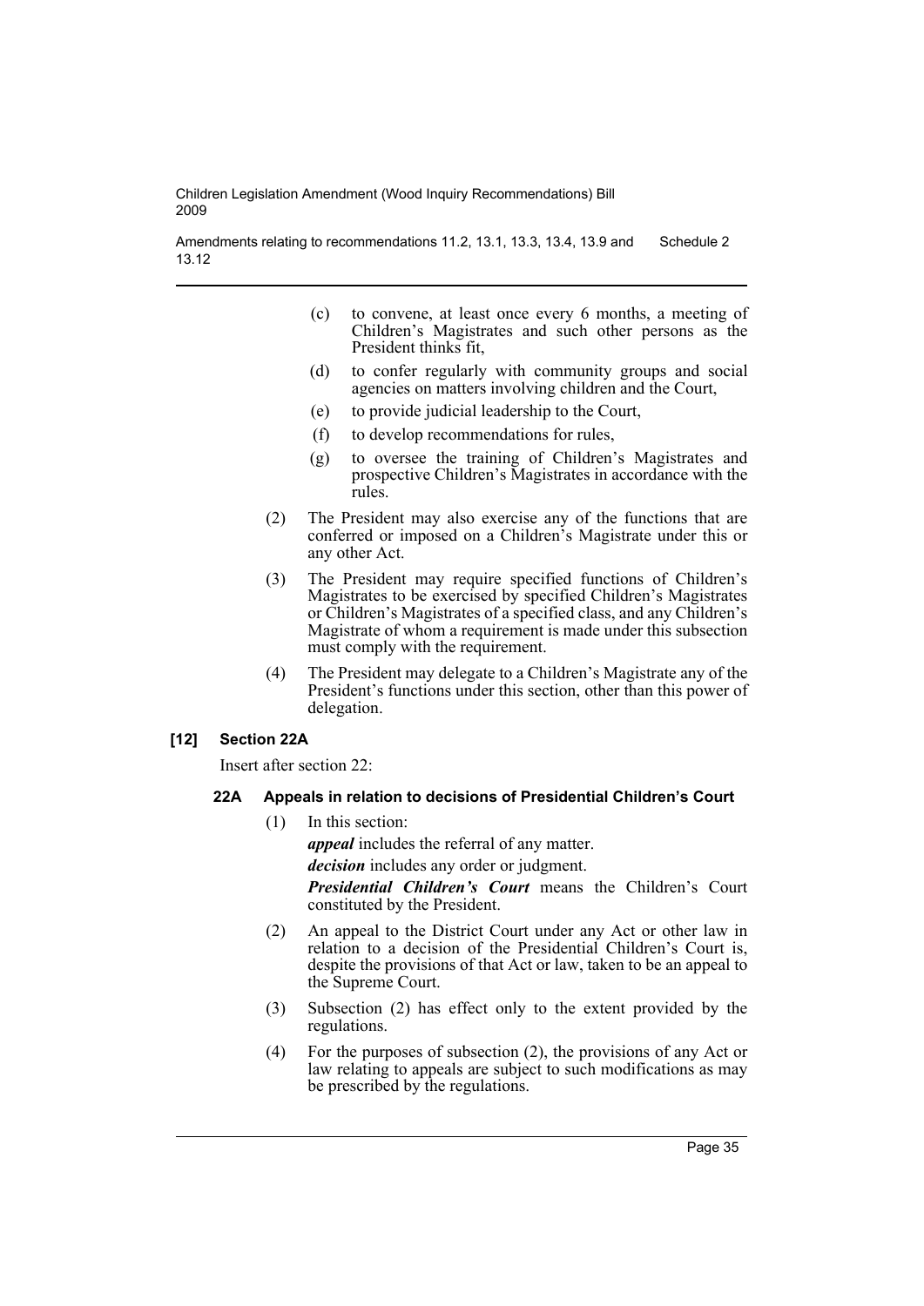- (c) to convene, at least once every 6 months, a meeting of Children's Magistrates and such other persons as the President thinks fit,
- (d) to confer regularly with community groups and social agencies on matters involving children and the Court,
- (e) to provide judicial leadership to the Court,
- (f) to develop recommendations for rules,
- (g) to oversee the training of Children's Magistrates and prospective Children's Magistrates in accordance with the rules.

(2) The President may also exercise any of the functions that are conferred or imposed on a Children's Magistrate under this or any other Act.

(3) The President may require specified functions of Children's Magistrates to be exercised by specified Children's Magistrates or Children's Magistrates of a specified class, and any Children's Magistrate of whom a requirement is made under this subsection must comply with the requirement.

(4) The President may delegate to a Children's Magistrate any of the President's functions under this section, other than this power of delegation.

### [12] Section 22A

Insert after section 22:

#### 22A Appeals in relation to decisions of Presidential Children's Court

(1) In this section:

***appeal*** includes the referral of any matter.

***decision*** includes any order or judgment.

***Presidential Children's Court*** means the Children's Court constituted by the President.

(2) An appeal to the District Court under any Act or other law in relation to a decision of the Presidential Children's Court is, despite the provisions of that Act or law, taken to be an appeal to the Supreme Court.

(3) Subsection (2) has effect only to the extent provided by the regulations.

(4) For the purposes of subsection (2), the provisions of any Act or law relating to appeals are subject to such modifications as may be prescribed by the regulations.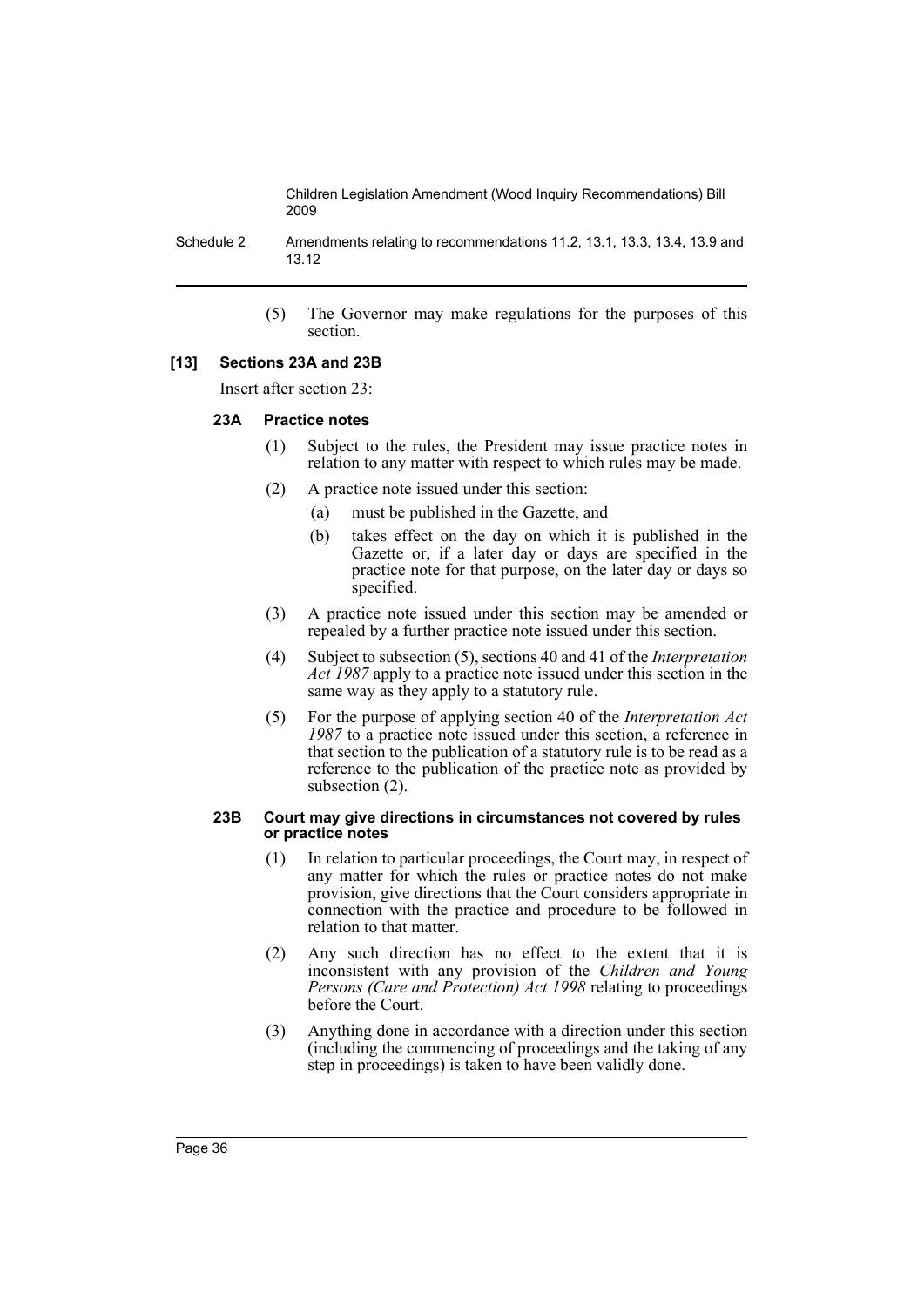(5) The Governor may make regulations for the purposes of this section.

**[13] Sections 23A and 23B**

Insert after section 23:

**23A Practice notes**

(1) Subject to the rules, the President may issue practice notes in relation to any matter with respect to which rules may be made.

(2) A practice note issued under this section:

(a) must be published in the Gazette, and

(b) takes effect on the day on which it is published in the Gazette or, if a later day or days are specified in the practice note for that purpose, on the later day or days so specified.

(3) A practice note issued under this section may be amended or repealed by a further practice note issued under this section.

(4) Subject to subsection (5), sections 40 and 41 of the *Interpretation Act 1987* apply to a practice note issued under this section in the same way as they apply to a statutory rule.

(5) For the purpose of applying section 40 of the *Interpretation Act 1987* to a practice note issued under this section, a reference in that section to the publication of a statutory rule is to be read as a reference to the publication of the practice note as provided by subsection (2).

**23B Court may give directions in circumstances not covered by rules or practice notes**

(1) In relation to particular proceedings, the Court may, in respect of any matter for which the rules or practice notes do not make provision, give directions that the Court considers appropriate in connection with the practice and procedure to be followed in relation to that matter.

(2) Any such direction has no effect to the extent that it is inconsistent with any provision of the *Children and Young Persons (Care and Protection) Act 1998* relating to proceedings before the Court.

(3) Anything done in accordance with a direction under this section (including the commencing of proceedings and the taking of any step in proceedings) is taken to have been validly done.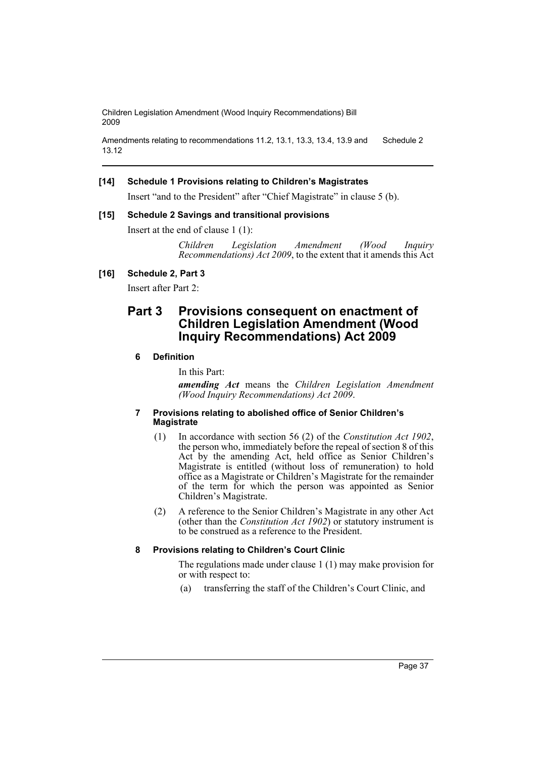**[14] Schedule 1 Provisions relating to Children's Magistrates**

Insert "and to the President" after "Chief Magistrate" in clause 5 (b).

**[15] Schedule 2 Savings and transitional provisions**

Insert at the end of clause 1 (1):

> *Children Legislation Amendment (Wood Inquiry Recommendations) Act 2009*, to the extent that it amends this Act

**[16] Schedule 2, Part 3**

Insert after Part 2:

## Part 3 Provisions consequent on enactment of Children Legislation Amendment (Wood Inquiry Recommendations) Act 2009

### 6 Definition

In this Part:

***amending Act*** means the *Children Legislation Amendment (Wood Inquiry Recommendations) Act 2009*.

### 7 Provisions relating to abolished office of Senior Children's Magistrate

(1) In accordance with section 56 (2) of the *Constitution Act 1902*, the person who, immediately before the repeal of section 8 of this Act by the amending Act, held office as Senior Children's Magistrate is entitled (without loss of remuneration) to hold office as a Magistrate or Children's Magistrate for the remainder of the term for which the person was appointed as Senior Children's Magistrate.

(2) A reference to the Senior Children's Magistrate in any other Act (other than the *Constitution Act 1902*) or statutory instrument is to be construed as a reference to the President.

### 8 Provisions relating to Children's Court Clinic

The regulations made under clause 1 (1) may make provision for or with respect to:

(a) transferring the staff of the Children's Court Clinic, and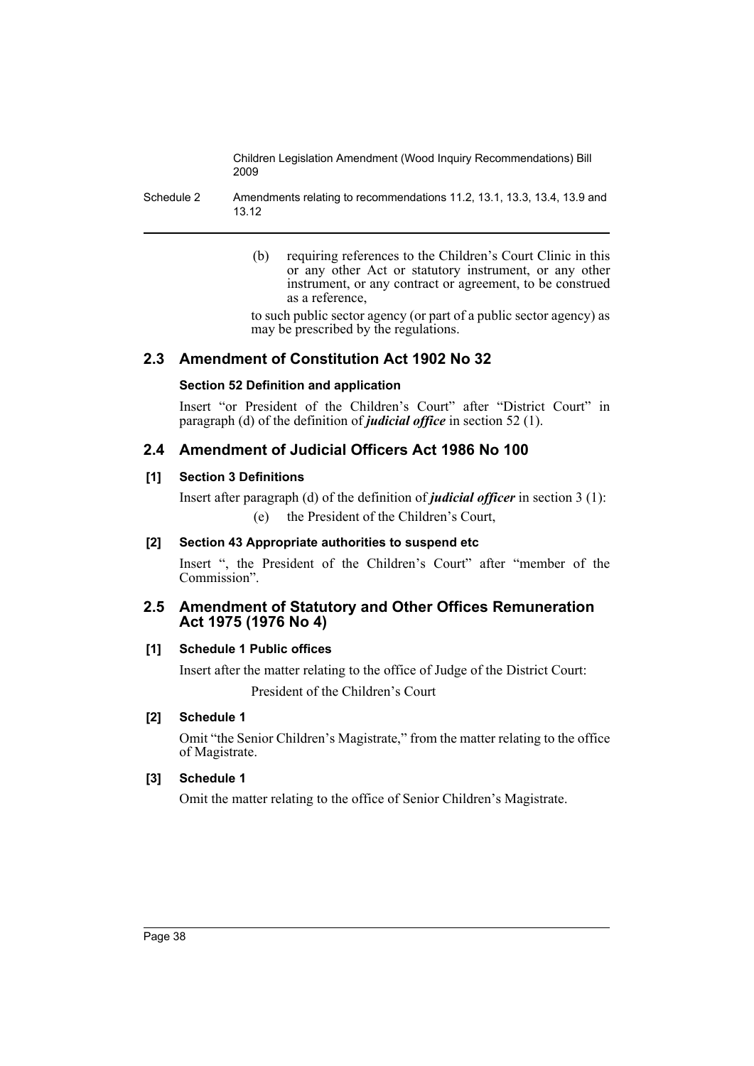(b) requiring references to the Children's Court Clinic in this or any other Act or statutory instrument, or any other instrument, or any contract or agreement, to be construed as a reference,

to such public sector agency (or part of a public sector agency) as may be prescribed by the regulations.

## 2.3 Amendment of Constitution Act 1902 No 32

### Section 52 Definition and application

Insert "or President of the Children's Court" after "District Court" in paragraph (d) of the definition of ***judicial office*** in section 52 (1).

## 2.4 Amendment of Judicial Officers Act 1986 No 100

### [1] Section 3 Definitions

Insert after paragraph (d) of the definition of ***judicial officer*** in section 3 (1):

(e) the President of the Children's Court,

### [2] Section 43 Appropriate authorities to suspend etc

Insert ", the President of the Children's Court" after "member of the Commission".

## 2.5 Amendment of Statutory and Other Offices Remuneration Act 1975 (1976 No 4)

### [1] Schedule 1 Public offices

Insert after the matter relating to the office of Judge of the District Court:

President of the Children's Court

### [2] Schedule 1

Omit "the Senior Children's Magistrate," from the matter relating to the office of Magistrate.

### [3] Schedule 1

Omit the matter relating to the office of Senior Children's Magistrate.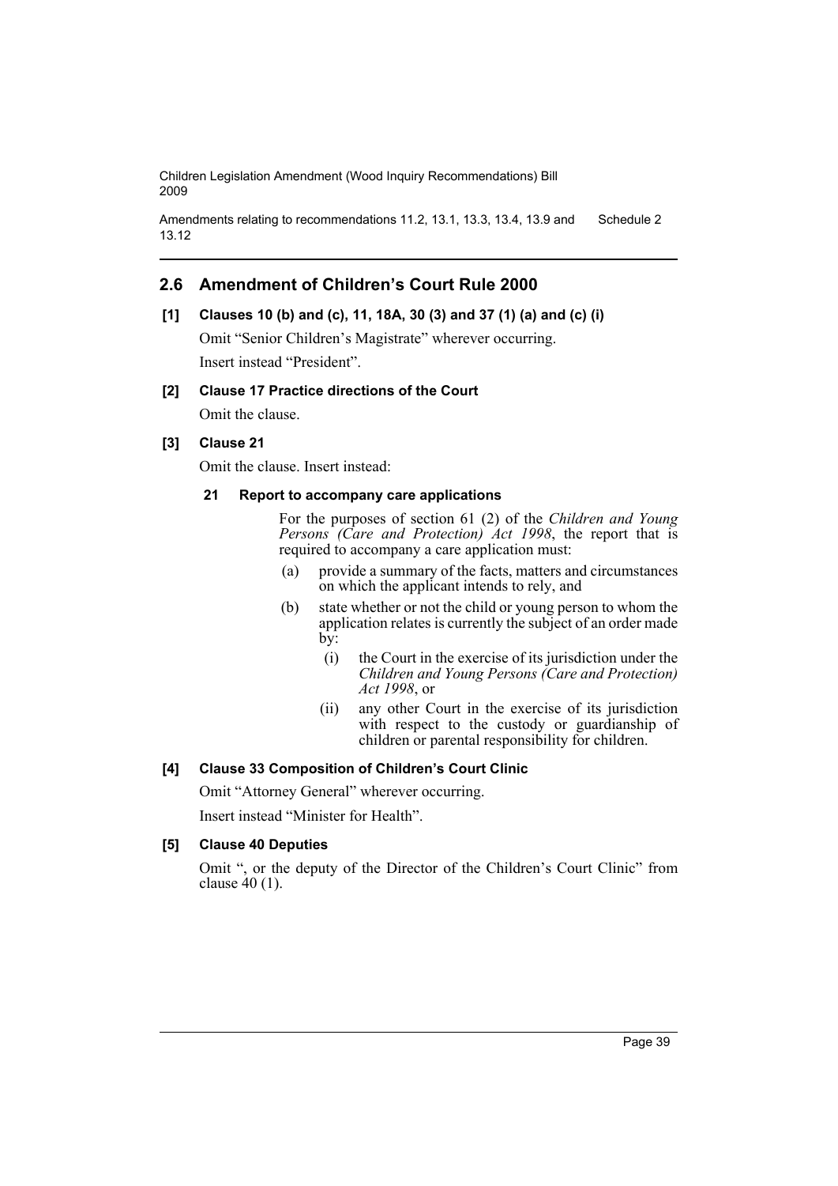## 2.6 Amendment of Children's Court Rule 2000

### [1] Clauses 10 (b) and (c), 11, 18A, 30 (3) and 37 (1) (a) and (c) (i)

Omit "Senior Children's Magistrate" wherever occurring.

Insert instead "President".

### [2] Clause 17 Practice directions of the Court

Omit the clause.

### [3] Clause 21

Omit the clause. Insert instead:

#### 21 Report to accompany care applications

For the purposes of section 61 (2) of the *Children and Young Persons (Care and Protection) Act 1998*, the report that is required to accompany a care application must:

(a) provide a summary of the facts, matters and circumstances on which the applicant intends to rely, and

(b) state whether or not the child or young person to whom the application relates is currently the subject of an order made by:

(i) the Court in the exercise of its jurisdiction under the *Children and Young Persons (Care and Protection) Act 1998*, or

(ii) any other Court in the exercise of its jurisdiction with respect to the custody or guardianship of children or parental responsibility for children.

### [4] Clause 33 Composition of Children's Court Clinic

Omit "Attorney General" wherever occurring.

Insert instead "Minister for Health".

### [5] Clause 40 Deputies

Omit ", or the deputy of the Director of the Children's Court Clinic" from clause 40 (1).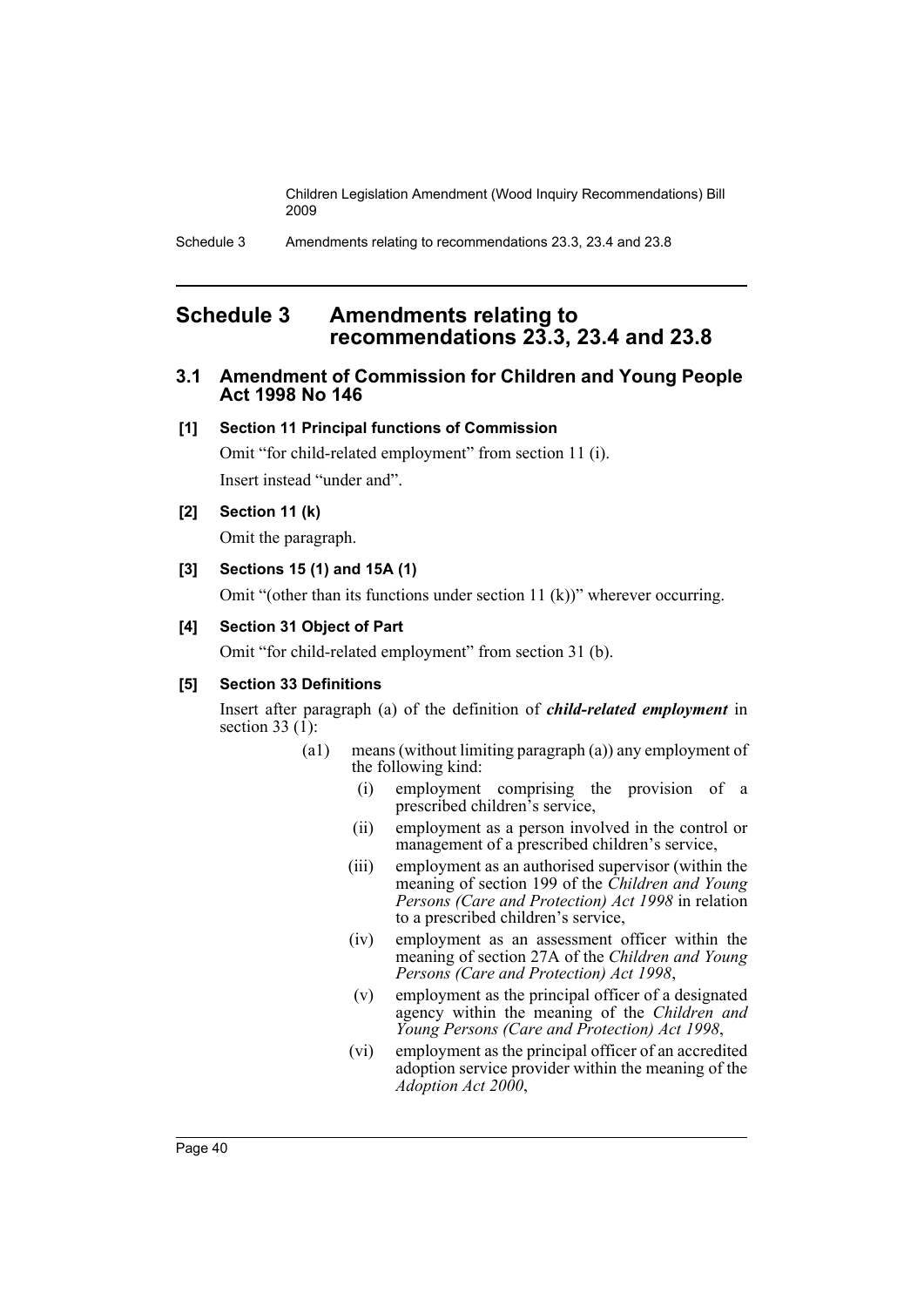## Schedule 3 Amendments relating to recommendations 23.3, 23.4 and 23.8

### 3.1 Amendment of Commission for Children and Young People Act 1998 No 146

**[1] Section 11 Principal functions of Commission**

Omit "for child-related employment" from section 11 (i).

Insert instead "under and".

**[2] Section 11 (k)**

Omit the paragraph.

**[3] Sections 15 (1) and 15A (1)**

Omit "(other than its functions under section 11 (k))" wherever occurring.

**[4] Section 31 Object of Part**

Omit "for child-related employment" from section 31 (b).

**[5] Section 33 Definitions**

Insert after paragraph (a) of the definition of ***child-related employment*** in section 33 (1):

> (a1) means (without limiting paragraph (a)) any employment of the following kind:
>
> (i) employment comprising the provision of a prescribed children's service,
>
> (ii) employment as a person involved in the control or management of a prescribed children's service,
>
> (iii) employment as an authorised supervisor (within the meaning of section 199 of the *Children and Young Persons (Care and Protection) Act 1998* in relation to a prescribed children's service,
>
> (iv) employment as an assessment officer within the meaning of section 27A of the *Children and Young Persons (Care and Protection) Act 1998*,
>
> (v) employment as the principal officer of a designated agency within the meaning of the *Children and Young Persons (Care and Protection) Act 1998*,
>
> (vi) employment as the principal officer of an accredited adoption service provider within the meaning of the *Adoption Act 2000*,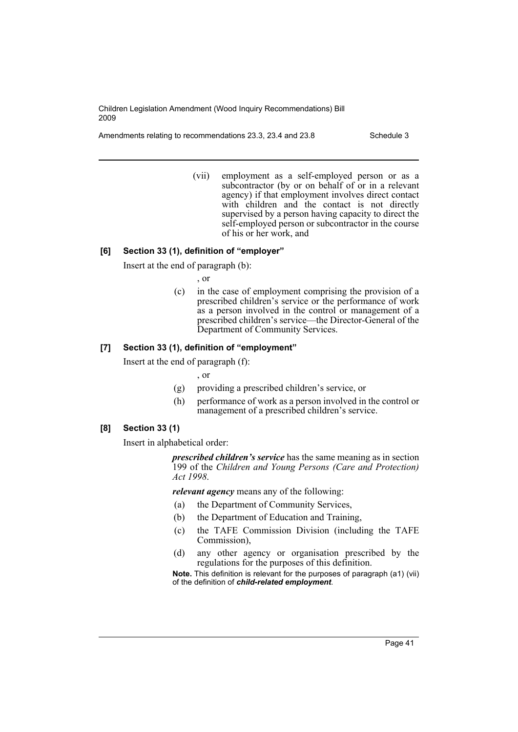(vii) employment as a self-employed person or as a subcontractor (by or on behalf of or in a relevant agency) if that employment involves direct contact with children and the contact is not directly supervised by a person having capacity to direct the self-employed person or subcontractor in the course of his or her work, and

### [6] Section 33 (1), definition of "employer"

Insert at the end of paragraph (b):

, or

(c) in the case of employment comprising the provision of a prescribed children's service or the performance of work as a person involved in the control or management of a prescribed children's service—the Director-General of the Department of Community Services.

### [7] Section 33 (1), definition of "employment"

Insert at the end of paragraph (f):

, or

(g) providing a prescribed children's service, or

(h) performance of work as a person involved in the control or management of a prescribed children's service.

### [8] Section 33 (1)

Insert in alphabetical order:

***prescribed children's service*** has the same meaning as in section 199 of the *Children and Young Persons (Care and Protection) Act 1998*.

***relevant agency*** means any of the following:

(a) the Department of Community Services,

(b) the Department of Education and Training,

(c) the TAFE Commission Division (including the TAFE Commission),

(d) any other agency or organisation prescribed by the regulations for the purposes of this definition.

**Note.** This definition is relevant for the purposes of paragraph (a1) (vii) of the definition of ***child-related employment***.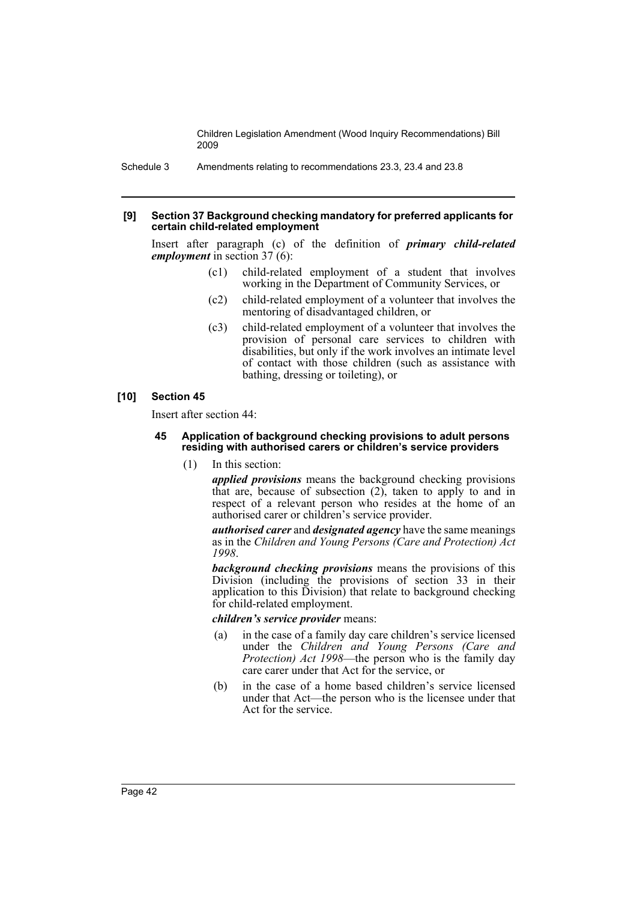**[9] Section 37 Background checking mandatory for preferred applicants for certain child-related employment**

Insert after paragraph (c) of the definition of ***primary child-related employment*** in section 37 (6):

> (c1) child-related employment of a student that involves working in the Department of Community Services, or
>
> (c2) child-related employment of a volunteer that involves the mentoring of disadvantaged children, or
>
> (c3) child-related employment of a volunteer that involves the provision of personal care services to children with disabilities, but only if the work involves an intimate level of contact with those children (such as assistance with bathing, dressing or toileting), or

**[10] Section 45**

Insert after section 44:

**45 Application of background checking provisions to adult persons residing with authorised carers or children's service providers**

(1) In this section:

***applied provisions*** means the background checking provisions that are, because of subsection (2), taken to apply to and in respect of a relevant person who resides at the home of an authorised carer or children's service provider.

***authorised carer*** and ***designated agency*** have the same meanings as in the *Children and Young Persons (Care and Protection) Act 1998*.

***background checking provisions*** means the provisions of this Division (including the provisions of section 33 in their application to this Division) that relate to background checking for child-related employment.

***children's service provider*** means:

(a) in the case of a family day care children's service licensed under the *Children and Young Persons (Care and Protection) Act 1998*—the person who is the family day care carer under that Act for the service, or

(b) in the case of a home based children's service licensed under that Act—the person who is the licensee under that Act for the service.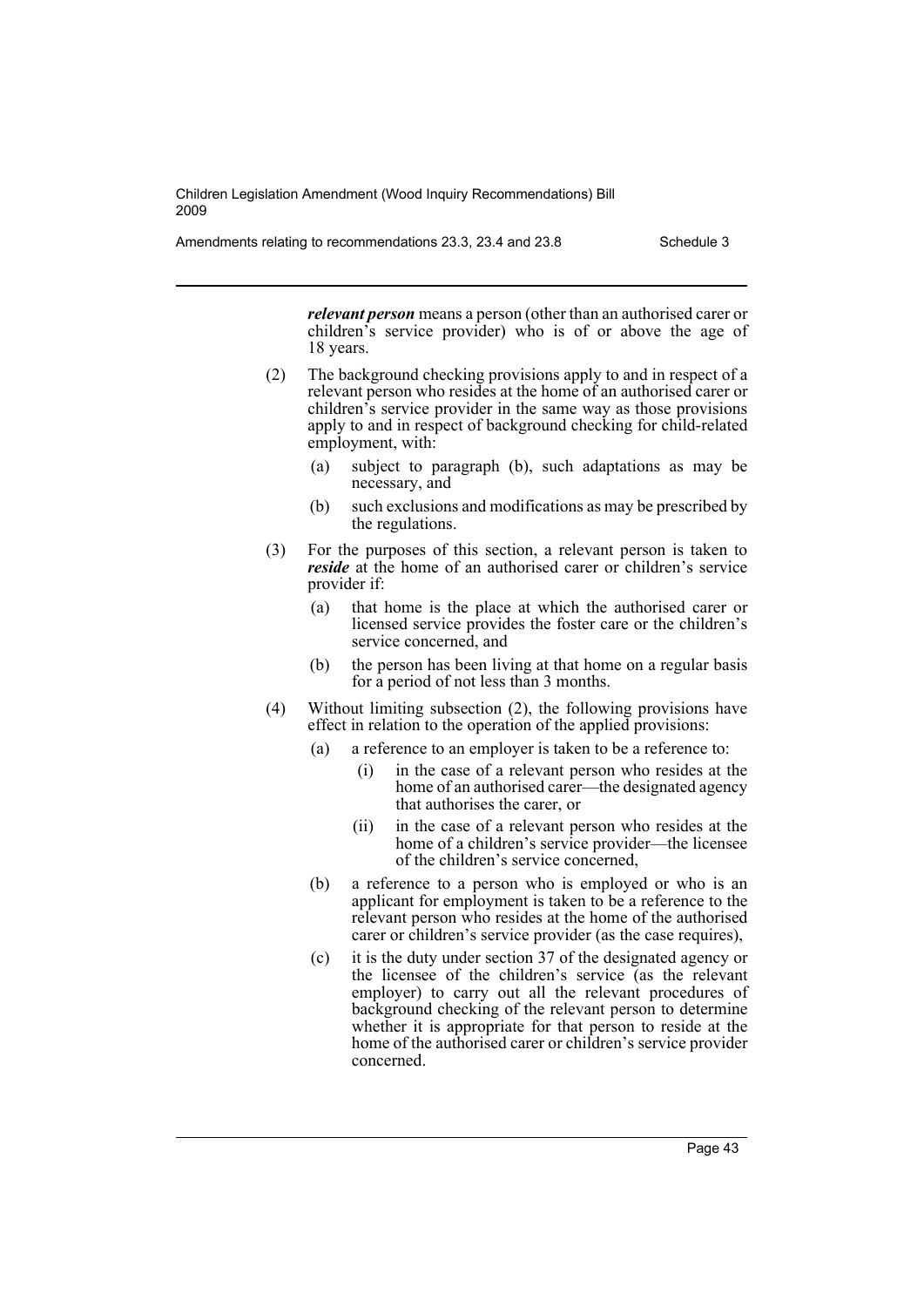***relevant person*** means a person (other than an authorised carer or children's service provider) who is of or above the age of 18 years.

(2) The background checking provisions apply to and in respect of a relevant person who resides at the home of an authorised carer or children's service provider in the same way as those provisions apply to and in respect of background checking for child-related employment, with:

- (a) subject to paragraph (b), such adaptations as may be necessary, and
- (b) such exclusions and modifications as may be prescribed by the regulations.

(3) For the purposes of this section, a relevant person is taken to ***reside*** at the home of an authorised carer or children's service provider if:

- (a) that home is the place at which the authorised carer or licensed service provides the foster care or the children's service concerned, and
- (b) the person has been living at that home on a regular basis for a period of not less than 3 months.

(4) Without limiting subsection (2), the following provisions have effect in relation to the operation of the applied provisions:

- (a) a reference to an employer is taken to be a reference to:
  - (i) in the case of a relevant person who resides at the home of an authorised carer—the designated agency that authorises the carer, or
  - (ii) in the case of a relevant person who resides at the home of a children's service provider—the licensee of the children's service concerned,
- (b) a reference to a person who is employed or who is an applicant for employment is taken to be a reference to the relevant person who resides at the home of the authorised carer or children's service provider (as the case requires),
- (c) it is the duty under section 37 of the designated agency or the licensee of the children's service (as the relevant employer) to carry out all the relevant procedures of background checking of the relevant person to determine whether it is appropriate for that person to reside at the home of the authorised carer or children's service provider concerned.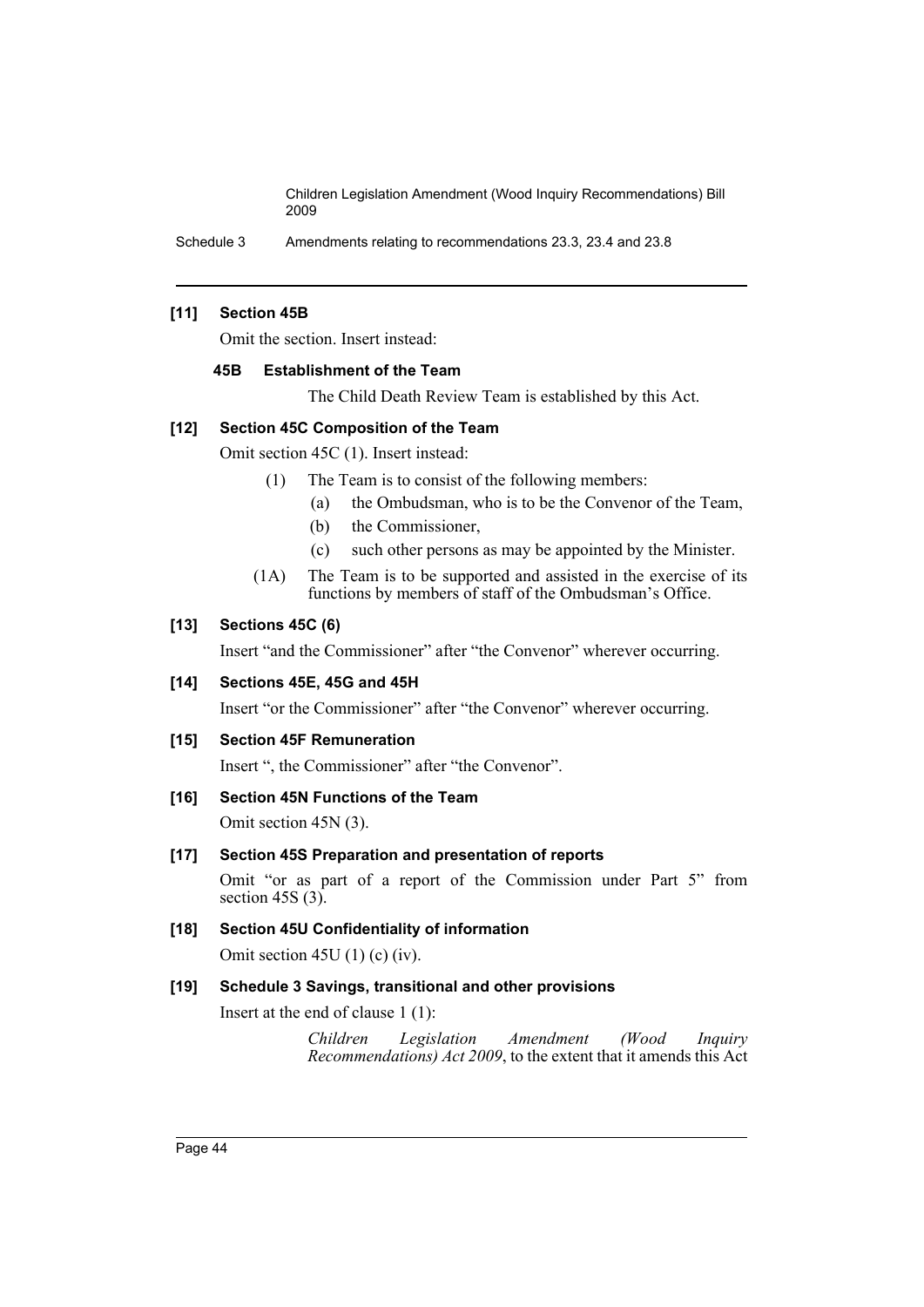**[11] Section 45B**

Omit the section. Insert instead:

**45B Establishment of the Team**

The Child Death Review Team is established by this Act.

**[12] Section 45C Composition of the Team**

Omit section 45C (1). Insert instead:

(1) The Team is to consist of the following members:

(a) the Ombudsman, who is to be the Convenor of the Team,

(b) the Commissioner,

(c) such other persons as may be appointed by the Minister.

(1A) The Team is to be supported and assisted in the exercise of its functions by members of staff of the Ombudsman's Office.

**[13] Sections 45C (6)**

Insert "and the Commissioner" after "the Convenor" wherever occurring.

**[14] Sections 45E, 45G and 45H**

Insert "or the Commissioner" after "the Convenor" wherever occurring.

**[15] Section 45F Remuneration**

Insert ", the Commissioner" after "the Convenor".

**[16] Section 45N Functions of the Team**

Omit section 45N (3).

**[17] Section 45S Preparation and presentation of reports**

Omit "or as part of a report of the Commission under Part 5" from section 45S (3).

**[18] Section 45U Confidentiality of information**

Omit section 45U (1) (c) (iv).

**[19] Schedule 3 Savings, transitional and other provisions**

Insert at the end of clause 1 (1):

*Children Legislation Amendment (Wood Inquiry Recommendations) Act 2009*, to the extent that it amends this Act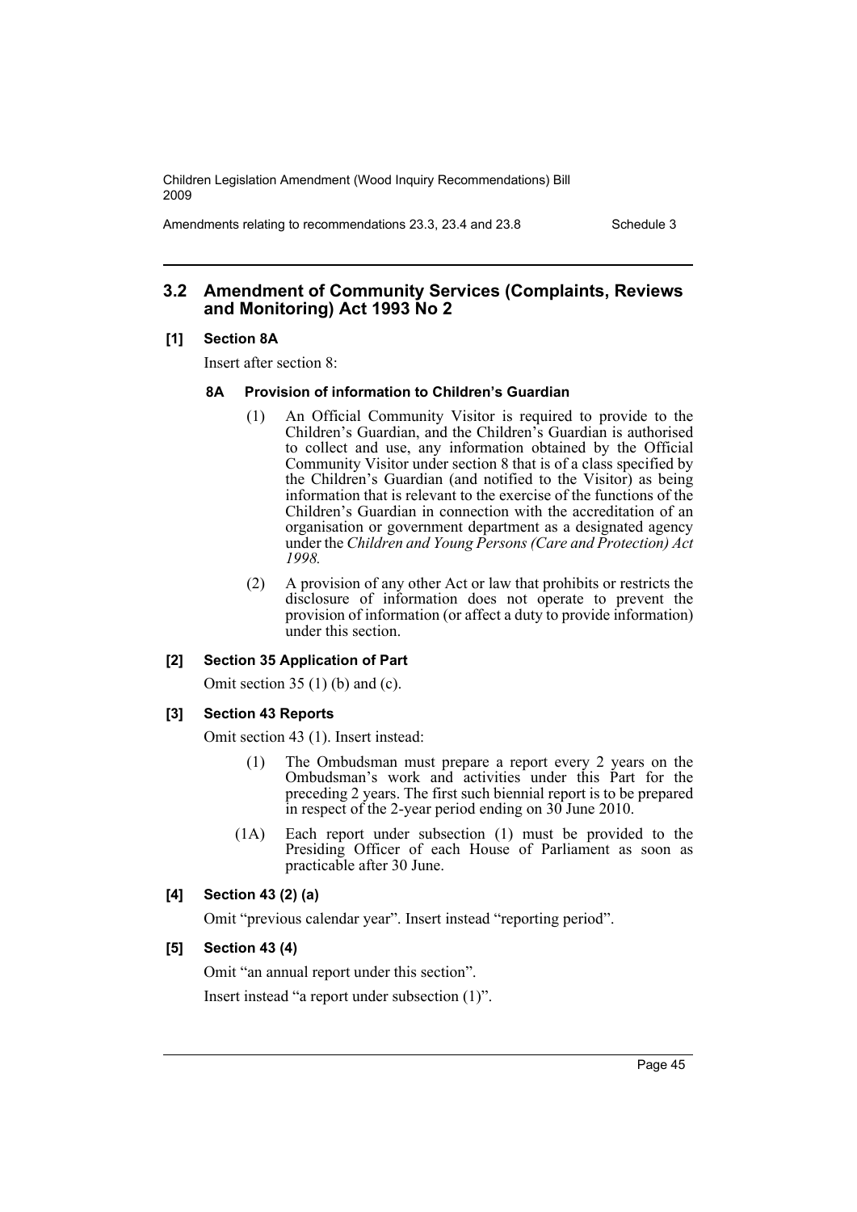## 3.2 Amendment of Community Services (Complaints, Reviews and Monitoring) Act 1993 No 2

### [1] Section 8A

Insert after section 8:

#### 8A Provision of information to Children's Guardian

(1) An Official Community Visitor is required to provide to the Children's Guardian, and the Children's Guardian is authorised to collect and use, any information obtained by the Official Community Visitor under section 8 that is of a class specified by the Children's Guardian (and notified to the Visitor) as being information that is relevant to the exercise of the functions of the Children's Guardian in connection with the accreditation of an organisation or government department as a designated agency under the *Children and Young Persons (Care and Protection) Act 1998*.

(2) A provision of any other Act or law that prohibits or restricts the disclosure of information does not operate to prevent the provision of information (or affect a duty to provide information) under this section.

### [2] Section 35 Application of Part

Omit section 35 (1) (b) and (c).

### [3] Section 43 Reports

Omit section 43 (1). Insert instead:

(1) The Ombudsman must prepare a report every 2 years on the Ombudsman's work and activities under this Part for the preceding 2 years. The first such biennial report is to be prepared in respect of the 2-year period ending on 30 June 2010.

(1A) Each report under subsection (1) must be provided to the Presiding Officer of each House of Parliament as soon as practicable after 30 June.

### [4] Section 43 (2) (a)

Omit "previous calendar year". Insert instead "reporting period".

### [5] Section 43 (4)

Omit "an annual report under this section".

Insert instead "a report under subsection (1)".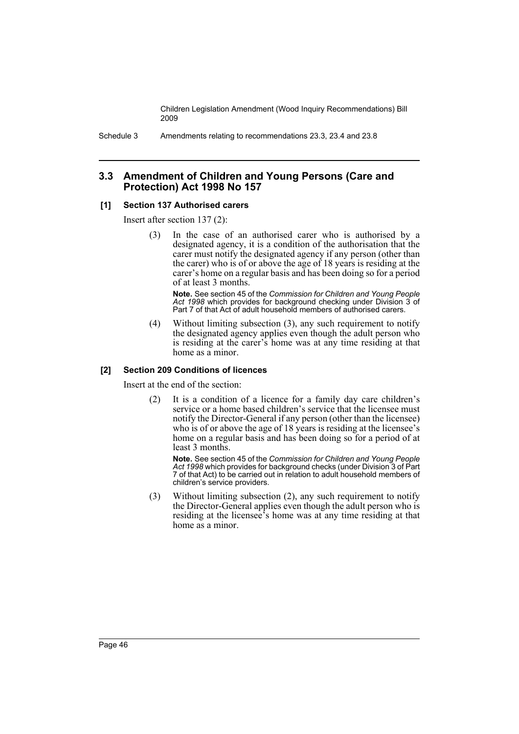## 3.3 Amendment of Children and Young Persons (Care and Protection) Act 1998 No 157

### [1] Section 137 Authorised carers

Insert after section 137 (2):

> (3) In the case of an authorised carer who is authorised by a designated agency, it is a condition of the authorisation that the carer must notify the designated agency if any person (other than the carer) who is of or above the age of 18 years is residing at the carer's home on a regular basis and has been doing so for a period of at least 3 months.
>
> **Note.** See section 45 of the *Commission for Children and Young People Act 1998* which provides for background checking under Division 3 of Part 7 of that Act of adult household members of authorised carers.
>
> (4) Without limiting subsection (3), any such requirement to notify the designated agency applies even though the adult person who is residing at the carer's home was at any time residing at that home as a minor.

### [2] Section 209 Conditions of licences

Insert at the end of the section:

> (2) It is a condition of a licence for a family day care children's service or a home based children's service that the licensee must notify the Director-General if any person (other than the licensee) who is of or above the age of 18 years is residing at the licensee's home on a regular basis and has been doing so for a period of at least 3 months.
>
> **Note.** See section 45 of the *Commission for Children and Young People Act 1998* which provides for background checks (under Division 3 of Part 7 of that Act) to be carried out in relation to adult household members of children's service providers.
>
> (3) Without limiting subsection (2), any such requirement to notify the Director-General applies even though the adult person who is residing at the licensee's home was at any time residing at that home as a minor.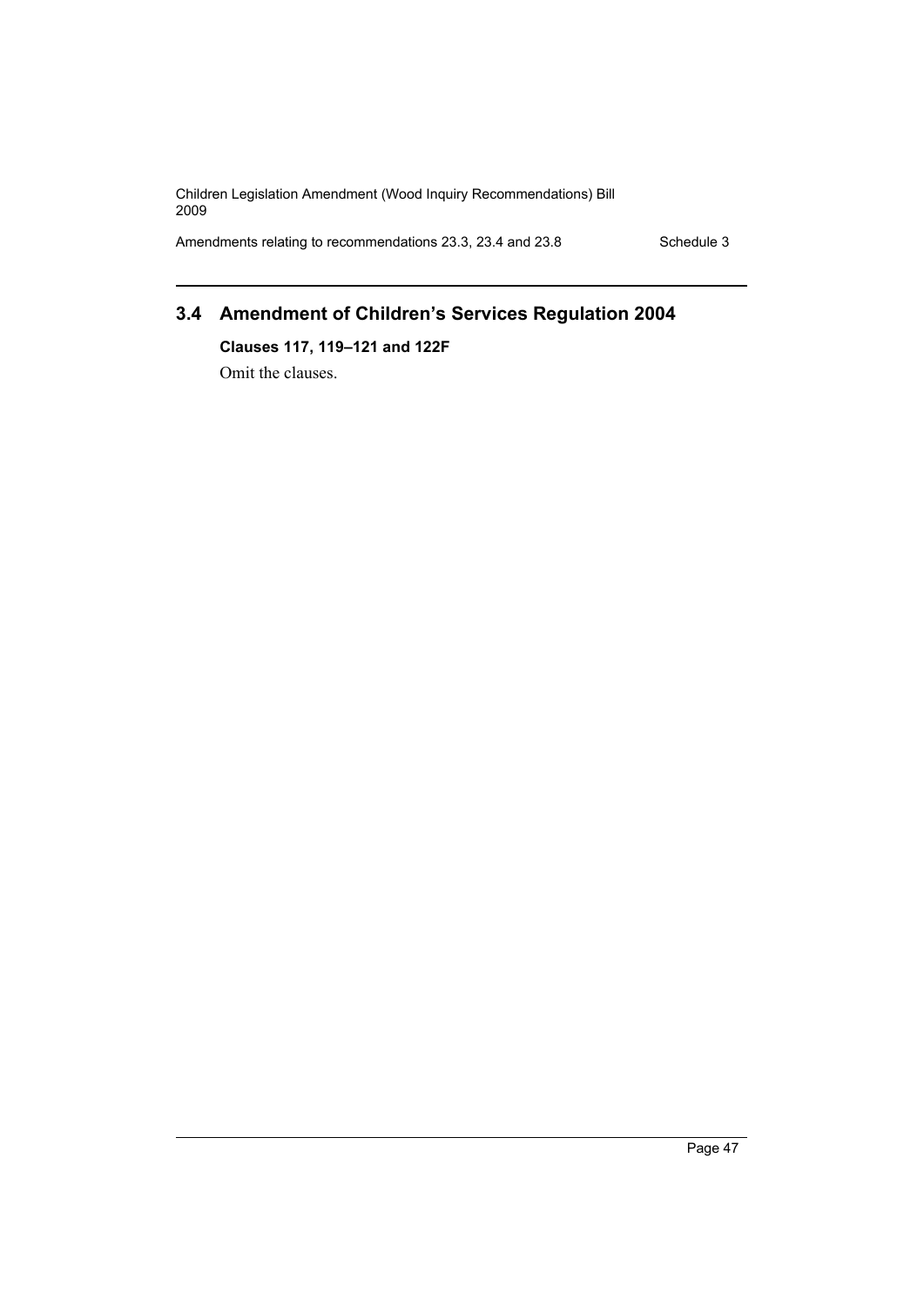## 3.4 Amendment of Children's Services Regulation 2004

**Clauses 117, 119–121 and 122F**

Omit the clauses.